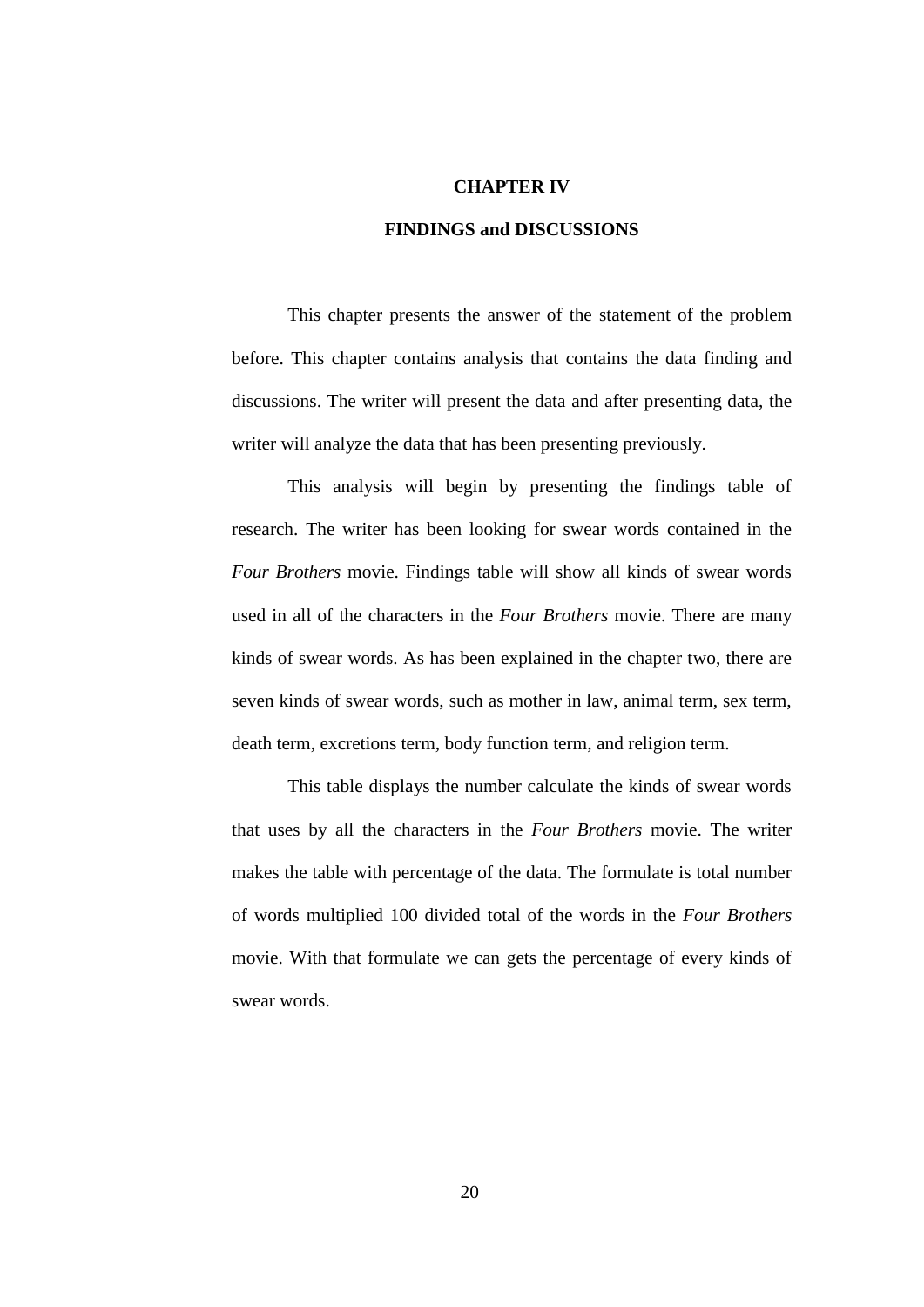# CHAPTER IV

# FINDINGS and DISCUSSIONS

This chapter presents the answer of the statement of the problem before. This chapter contains analysis that contains the data finding and discussions. The writer will present the data and after presenting data, the writer will analyze the data that has been presenting previously.

This analysis will begin by presenting the findings table of research. The writer has been looking for swear words contained in the *Four Brothers* movie. Findings table will show all kinds of swear words used in all of the characters in the *Four Brothers* movie. There are many kinds of swear words. As has been explained in the chapter two, there are seven kinds of swear words, such as mother in law, animal term, sex term, death term, excretions term, body function term, and religion term.

This table displays the number calculate the kinds of swear words that uses by all the characters in the *Four Brothers* movie. The writer makes the table with percentage of the data. The formulate is total number of words multiplied 100 divided total of the words in the *Four Brothers* movie. With that formulate we can gets the percentage of every kinds of swear words.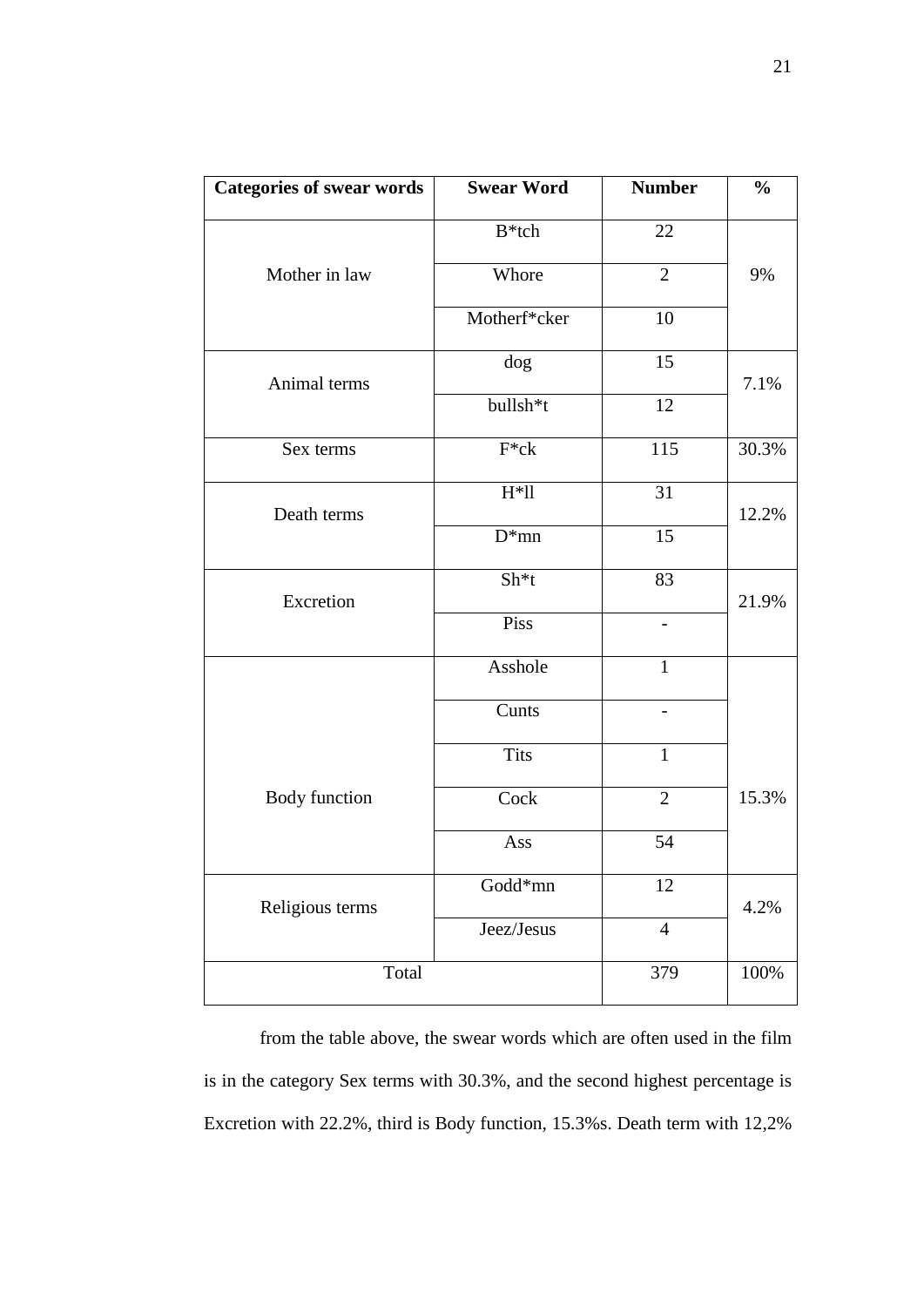| Categories of swear words | Swear Word | Number | % |
|---|---|---|---|
| Mother in law | B*tch | 22 | 9% |
| | Whore | 2 | |
| | Motherf*cker | 10 | |
| Animal terms | dog | 15 | 7.1% |
| | bullsh*t | 12 | |
| Sex terms | F*ck | 115 | 30.3% |
| Death terms | H*ll | 31 | 12.2% |
| | D*mn | 15 | |
| Excretion | Sh*t | 83 | 21.9% |
| | Piss | - | |
| Body function | Asshole | 1 | 15.3% |
| | Cunts | - | |
| | Tits | 1 | |
| | Cock | 2 | |
| | Ass | 54 | |
| Religious terms | Godd*mn | 12 | 4.2% |
| | Jeez/Jesus | 4 | |
| Total | | 379 | 100% |

from the table above, the swear words which are often used in the film is in the category Sex terms with 30.3%, and the second highest percentage is Excretion with 22.2%, third is Body function, 15.3%s. Death term with 12,2%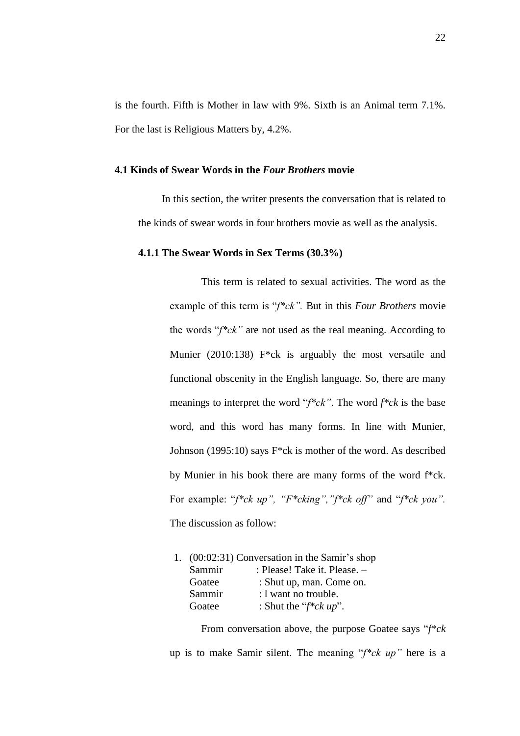is the fourth. Fifth is Mother in law with 9%. Sixth is an Animal term 7.1%. For the last is Religious Matters by, 4.2%.

## 4.1 Kinds of Swear Words in the *Four Brothers* movie

In this section, the writer presents the conversation that is related to the kinds of swear words in four brothers movie as well as the analysis.

### 4.1.1 The Swear Words in Sex Terms (30.3%)

This term is related to sexual activities. The word as the example of this term is "*f*ck".* But in this *Four Brothers* movie the words "*f*ck"* are not used as the real meaning. According to Munier (2010:138) F*ck is arguably the most versatile and functional obscenity in the English language. So, there are many meanings to interpret the word "*f*ck"*. The word *f*ck* is the base word, and this word has many forms. In line with Munier, Johnson (1995:10) says F*ck is mother of the word. As described by Munier in his book there are many forms of the word f*ck. For example: "*f*ck up", "F*cking","f*ck off"* and "*f*ck you".* The discussion as follow:

1. (00:02:31) Conversation in the Samir's shop
   Sammir : Please! Take it. Please. –
   Goatee : Shut up, man. Come on.
   Sammir : l want no trouble.
   Goatee : Shut the "*f*ck up*".

From conversation above, the purpose Goatee says "*f*ck* up is to make Samir silent. The meaning "*f*ck up"* here is a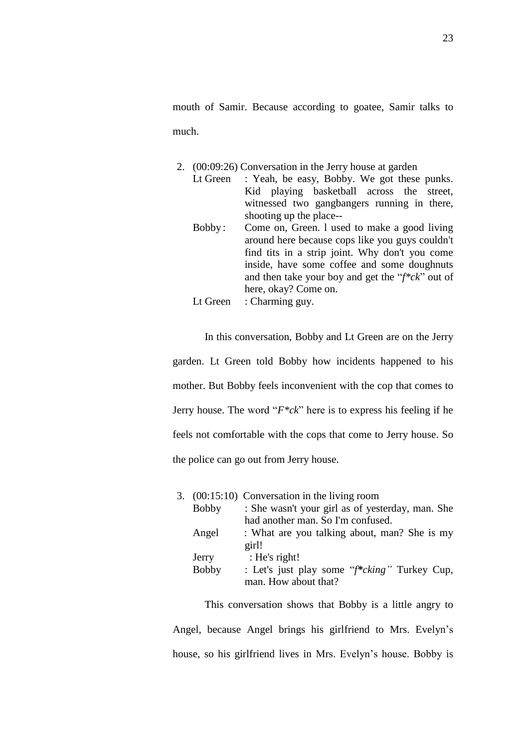mouth of Samir. Because according to goatee, Samir talks to much.

2. (00:09:26) Conversation in the Jerry house at garden

   Lt Green : Yeah, be easy, Bobby. We got these punks. Kid playing basketball across the street, witnessed two gangbangers running in there, shooting up the place--

   Bobby : Come on, Green. I used to make a good living around here because cops like you guys couldn't find tits in a strip joint. Why don't you come inside, have some coffee and some doughnuts and then take your boy and get the "*f*ck*" out of here, okay? Come on.

   Lt Green : Charming guy.

In this conversation, Bobby and Lt Green are on the Jerry garden. Lt Green told Bobby how incidents happened to his mother. But Bobby feels inconvenient with the cop that comes to Jerry house. The word "*F*ck*" here is to express his feeling if he feels not comfortable with the cops that come to Jerry house. So the police can go out from Jerry house.

3. (00:15:10) Conversation in the living room

   Bobby : She wasn't your girl as of yesterday, man. She had another man. So I'm confused.

   Angel : What are you talking about, man? She is my girl!

   Jerry : He's right!

   Bobby : Let's just play some "*f*cking*" Turkey Cup, man. How about that?

This conversation shows that Bobby is a little angry to Angel, because Angel brings his girlfriend to Mrs. Evelyn's house, so his girlfriend lives in Mrs. Evelyn's house. Bobby is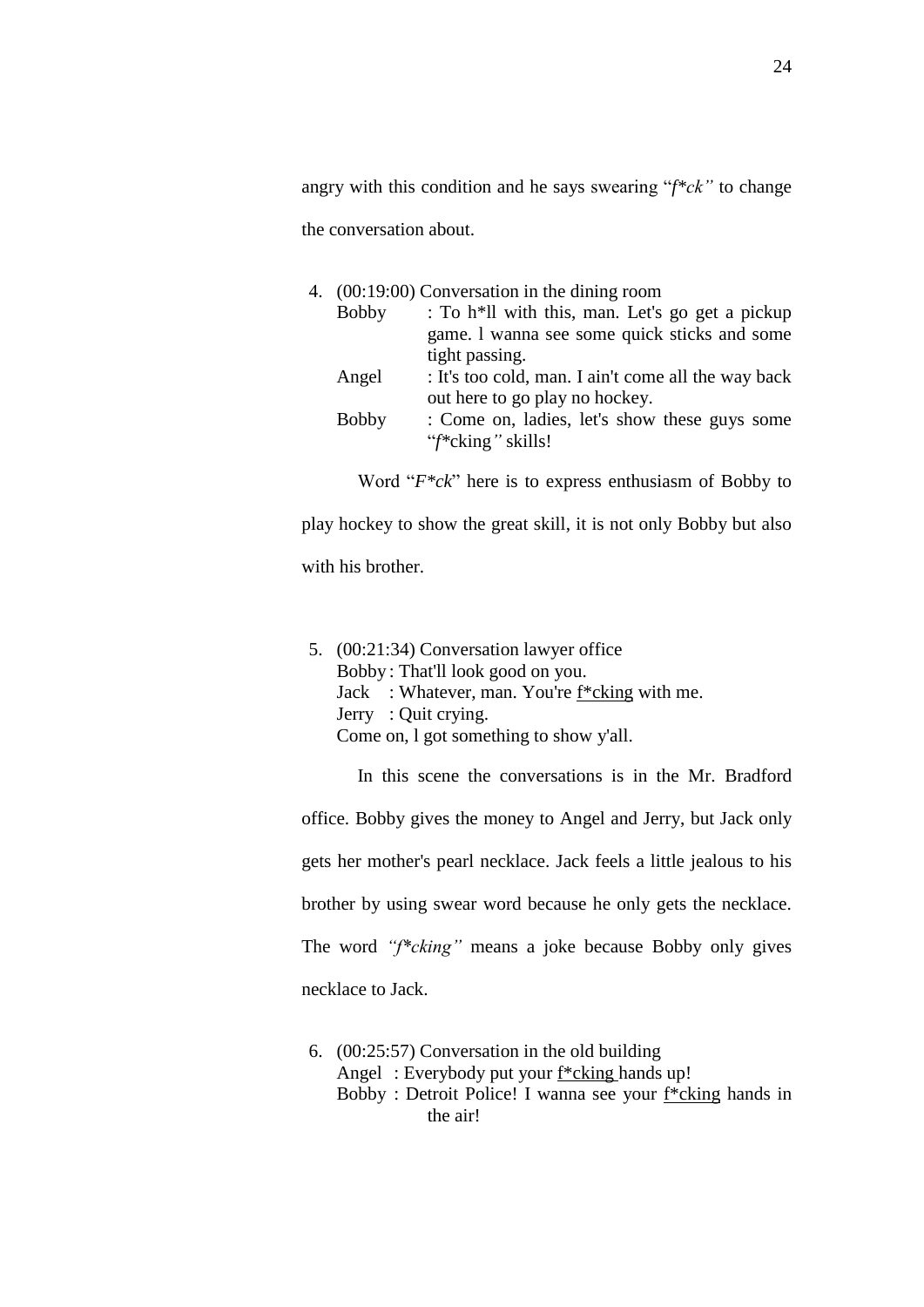angry with this condition and he says swearing "*f*ck"* to change the conversation about.

4. (00:19:00) Conversation in the dining room

   Bobby : To h*ll with this, man. Let's go get a pickup game. l wanna see some quick sticks and some tight passing.

   Angel : It's too cold, man. I ain't come all the way back out here to go play no hockey.

   Bobby : Come on, ladies, let's show these guys some "*f**cking*"* skills!

   Word "*F*ck*" here is to express enthusiasm of Bobby to play hockey to show the great skill, it is not only Bobby but also with his brother.

5. (00:21:34) Conversation lawyer office

   Bobby : That'll look good on you.

   Jack : Whatever, man. You're <u>f*cking</u> with me.

   Jerry : Quit crying.

   Come on, l got something to show y'all.

   In this scene the conversations is in the Mr. Bradford office. Bobby gives the money to Angel and Jerry, but Jack only gets her mother's pearl necklace. Jack feels a little jealous to his brother by using swear word because he only gets the necklace. The word *"f*cking"* means a joke because Bobby only gives necklace to Jack.

6. (00:25:57) Conversation in the old building

   Angel : Everybody put your <u>f*cking</u> hands up!

   Bobby : Detroit Police! I wanna see your <u>f*cking</u> hands in the air!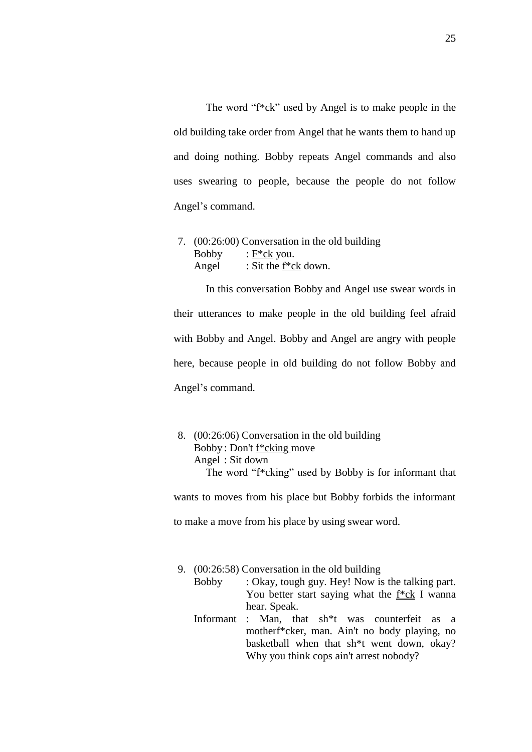The word "f*ck" used by Angel is to make people in the old building take order from Angel that he wants them to hand up and doing nothing. Bobby repeats Angel commands and also uses swearing to people, because the people do not follow Angel's command.

7. (00:26:00) Conversation in the old building
   Bobby : <u>F*ck</u> you.
   Angel : Sit the <u>f*ck</u> down.

In this conversation Bobby and Angel use swear words in their utterances to make people in the old building feel afraid with Bobby and Angel. Bobby and Angel are angry with people here, because people in old building do not follow Bobby and Angel's command.

8. (00:26:06) Conversation in the old building
   Bobby : Don't <u>f*cking</u> move
   Angel : Sit down

The word "f*cking" used by Bobby is for informant that wants to moves from his place but Bobby forbids the informant to make a move from his place by using swear word.

9. (00:26:58) Conversation in the old building
   Bobby : Okay, tough guy. Hey! Now is the talking part. You better start saying what the <u>f*ck</u> I wanna hear. Speak.
   Informant : Man, that sh*t was counterfeit as a motherf*cker, man. Ain't no body playing, no basketball when that sh*t went down, okay? Why you think cops ain't arrest nobody?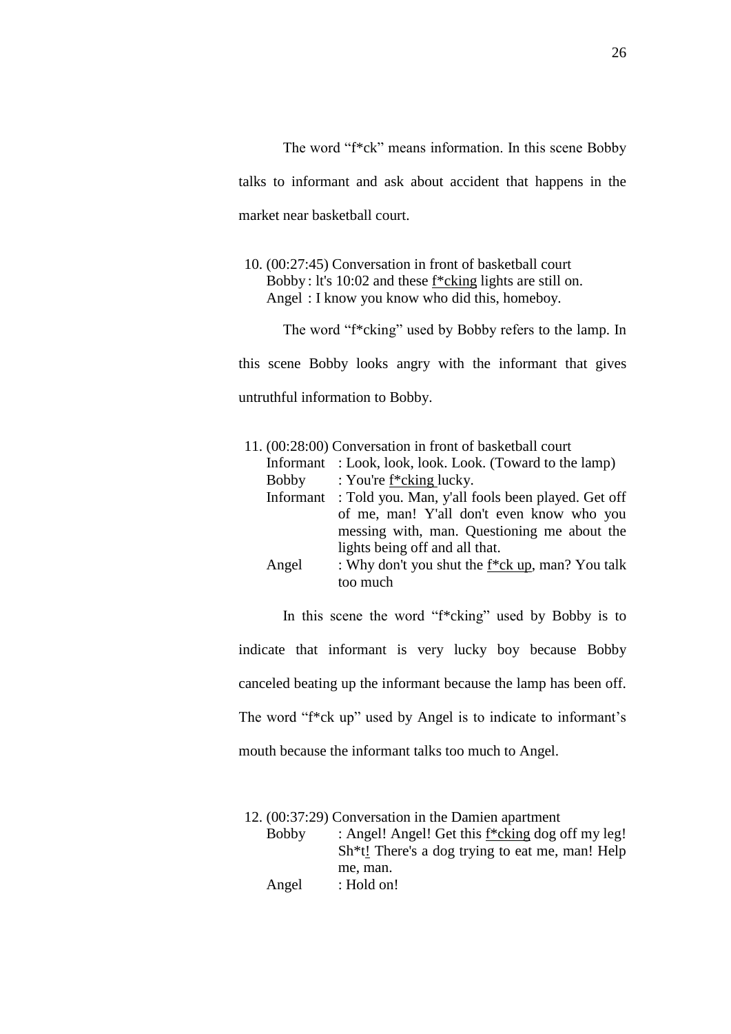The word "f*ck" means information. In this scene Bobby talks to informant and ask about accident that happens in the market near basketball court.

10. (00:27:45) Conversation in front of basketball court
    Bobby : lt's 10:02 and these <u>f*cking</u> lights are still on.
    Angel : I know you know who did this, homeboy.

The word "f*cking" used by Bobby refers to the lamp. In this scene Bobby looks angry with the informant that gives untruthful information to Bobby.

11. (00:28:00) Conversation in front of basketball court
    Informant : Look, look, look. Look. (Toward to the lamp)
    Bobby : You're <u>f*cking</u> lucky.
    Informant : Told you. Man, y'all fools been played. Get off of me, man! Y'all don't even know who you messing with, man. Questioning me about the lights being off and all that.
    Angel : Why don't you shut the <u>f*ck up</u>, man? You talk too much

In this scene the word "f*cking" used by Bobby is to indicate that informant is very lucky boy because Bobby canceled beating up the informant because the lamp has been off. The word "f*ck up" used by Angel is to indicate to informant's mouth because the informant talks too much to Angel.

12. (00:37:29) Conversation in the Damien apartment
    Bobby : Angel! Angel! Get this <u>f*cking</u> dog off my leg! <u>Sh*t!</u> There's a dog trying to eat me, man! Help me, man.
    Angel : Hold on!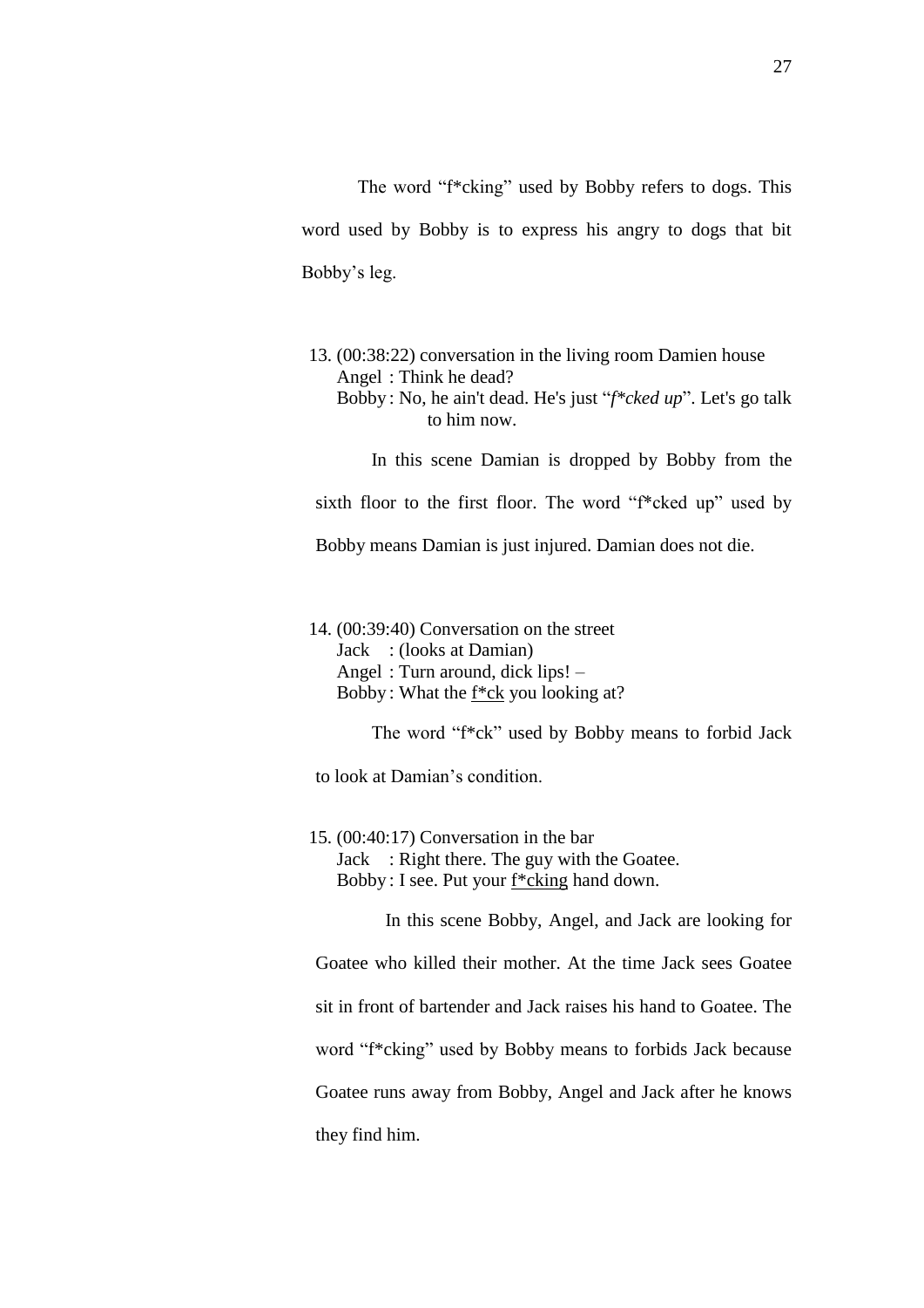The word "f*cking" used by Bobby refers to dogs. This word used by Bobby is to express his angry to dogs that bit Bobby's leg.

13. (00:38:22) conversation in the living room Damien house
    Angel : Think he dead?
    Bobby : No, he ain't dead. He's just "*f*cked up*". Let's go talk to him now.

    In this scene Damian is dropped by Bobby from the sixth floor to the first floor. The word "f*cked up" used by Bobby means Damian is just injured. Damian does not die.

14. (00:39:40) Conversation on the street
    Jack : (looks at Damian)
    Angel : Turn around, dick lips! –
    Bobby : What the <u>f*ck</u> you looking at?

    The word "f*ck" used by Bobby means to forbid Jack to look at Damian's condition.

15. (00:40:17) Conversation in the bar
    Jack : Right there. The guy with the Goatee.
    Bobby : I see. Put your <u>f*cking</u> hand down.

    In this scene Bobby, Angel, and Jack are looking for Goatee who killed their mother. At the time Jack sees Goatee sit in front of bartender and Jack raises his hand to Goatee. The word "f*cking" used by Bobby means to forbids Jack because Goatee runs away from Bobby, Angel and Jack after he knows they find him.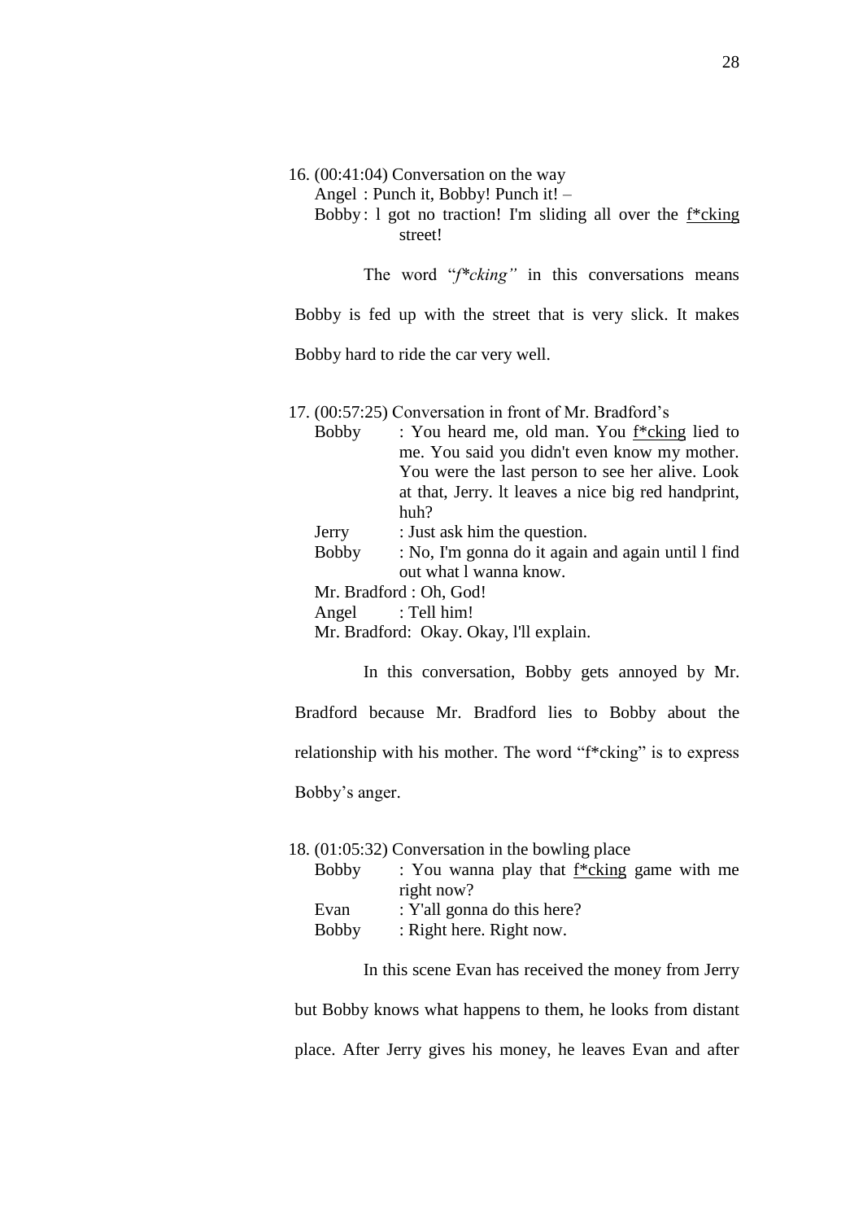16. (00:41:04) Conversation on the way

    Angel : Punch it, Bobby! Punch it! –

    Bobby : l got no traction! I'm sliding all over the f*cking street!

    The word "*f*cking"* in this conversations means Bobby is fed up with the street that is very slick. It makes Bobby hard to ride the car very well.

17. (00:57:25) Conversation in front of Mr. Bradford's

    Bobby : You heard me, old man. You f*cking lied to me. You said you didn't even know my mother. You were the last person to see her alive. Look at that, Jerry. lt leaves a nice big red handprint, huh?

    Jerry : Just ask him the question.

    Bobby : No, I'm gonna do it again and again until l find out what l wanna know.

    Mr. Bradford : Oh, God!

    Angel : Tell him!

    Mr. Bradford: Okay. Okay, l'll explain.

    In this conversation, Bobby gets annoyed by Mr. Bradford because Mr. Bradford lies to Bobby about the relationship with his mother. The word "f*cking" is to express Bobby's anger.

18. (01:05:32) Conversation in the bowling place

    Bobby : You wanna play that f*cking game with me right now?

    Evan : Y'all gonna do this here?

    Bobby : Right here. Right now.

    In this scene Evan has received the money from Jerry but Bobby knows what happens to them, he looks from distant place. After Jerry gives his money, he leaves Evan and after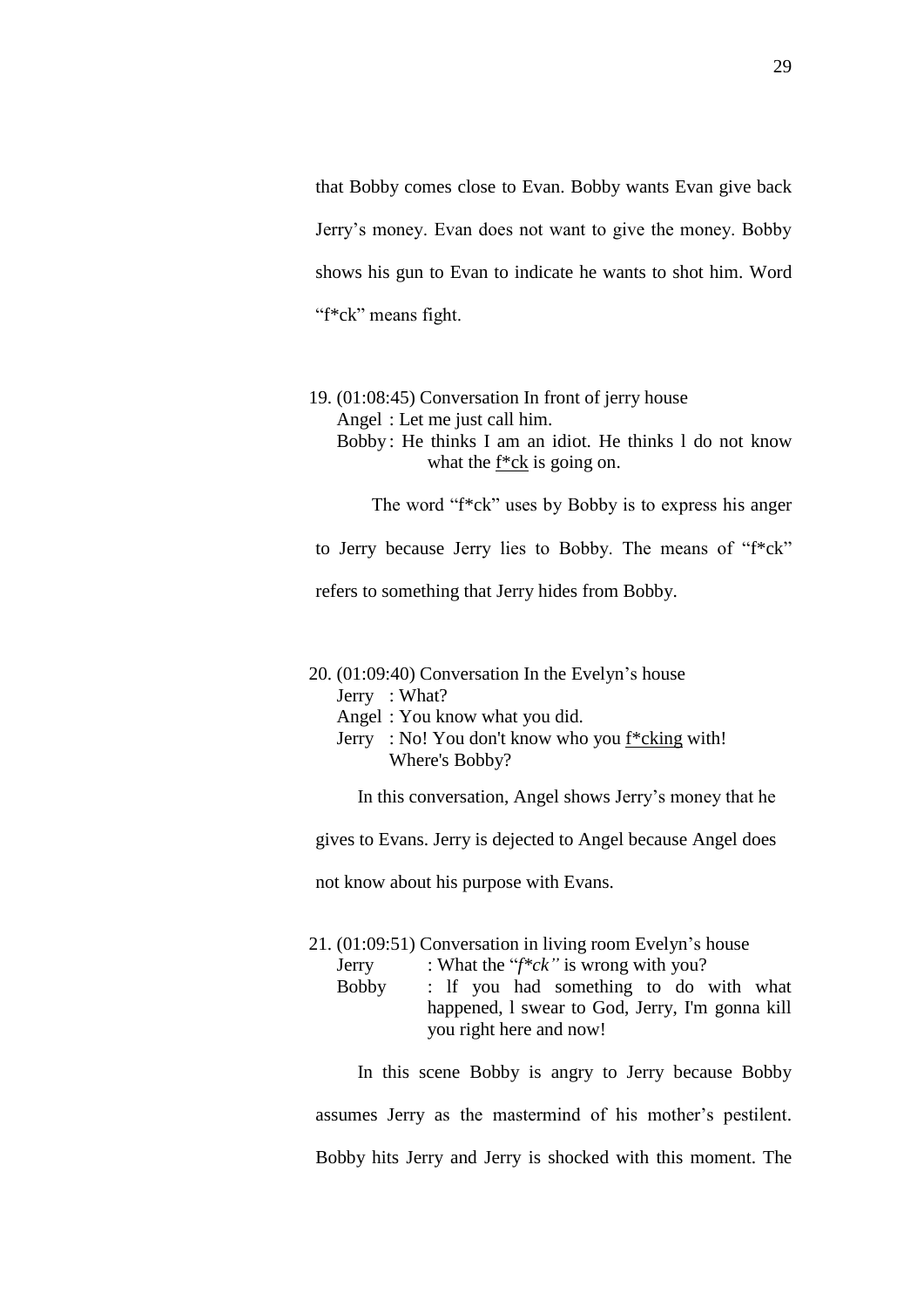that Bobby comes close to Evan. Bobby wants Evan give back Jerry's money. Evan does not want to give the money. Bobby shows his gun to Evan to indicate he wants to shot him. Word "f*ck" means fight.

19. (01:08:45) Conversation In front of jerry house
    Angel : Let me just call him.
    Bobby : He thinks I am an idiot. He thinks l do not know what the f*ck is going on.

    The word "f*ck" uses by Bobby is to express his anger to Jerry because Jerry lies to Bobby. The means of "f*ck" refers to something that Jerry hides from Bobby.

20. (01:09:40) Conversation In the Evelyn's house
    Jerry : What?
    Angel : You know what you did.
    Jerry : No! You don't know who you f*cking with! Where's Bobby?

    In this conversation, Angel shows Jerry's money that he gives to Evans. Jerry is dejected to Angel because Angel does not know about his purpose with Evans.

21. (01:09:51) Conversation in living room Evelyn's house
    Jerry : What the "*f*ck"* is wrong with you?
    Bobby : lf you had something to do with what happened, l swear to God, Jerry, I'm gonna kill you right here and now!

    In this scene Bobby is angry to Jerry because Bobby assumes Jerry as the mastermind of his mother's pestilent. Bobby hits Jerry and Jerry is shocked with this moment. The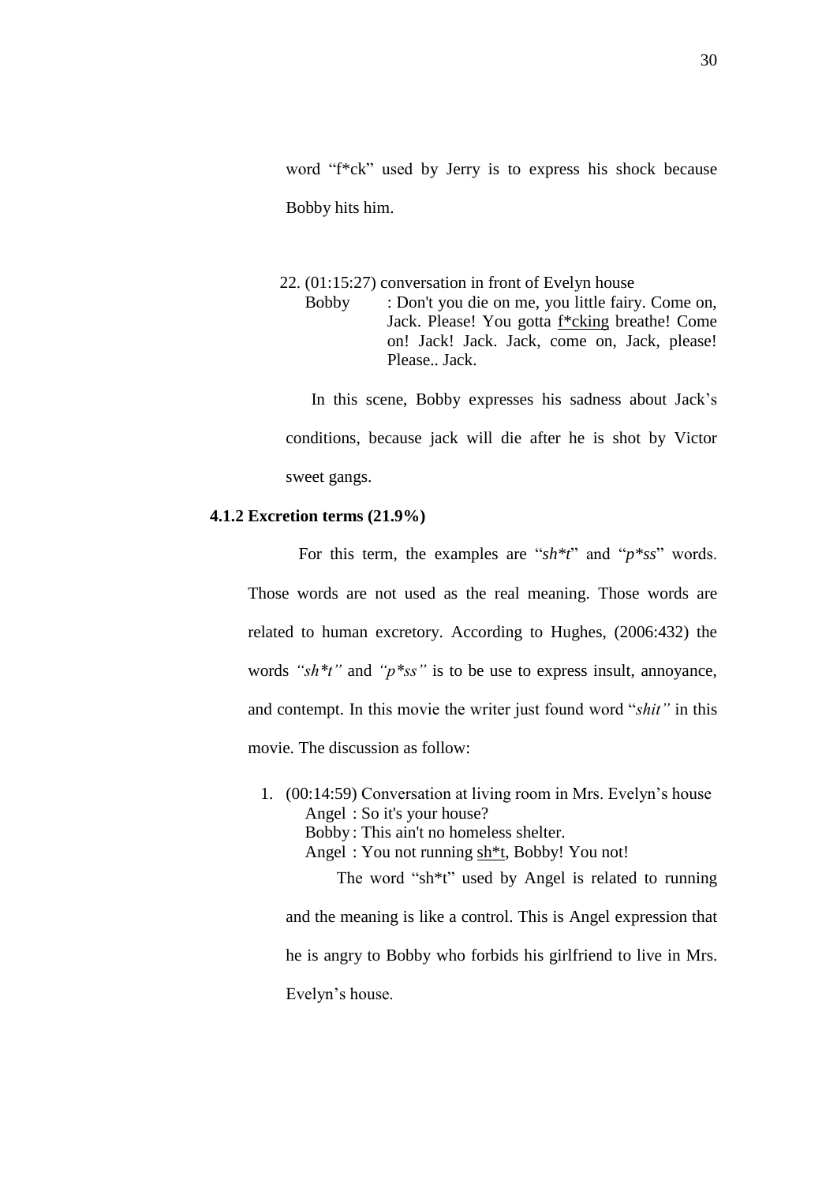word "f*ck" used by Jerry is to express his shock because Bobby hits him.

22. (01:15:27) conversation in front of Evelyn house

    Bobby : Don't you die on me, you little fairy. Come on, Jack. Please! You gotta f*cking breathe! Come on! Jack! Jack. Jack, come on, Jack, please! Please.. Jack.

    In this scene, Bobby expresses his sadness about Jack's conditions, because jack will die after he is shot by Victor sweet gangs.

### 4.1.2 Excretion terms (21.9%)

For this term, the examples are "*sh*t*" and "*p*ss*" words. Those words are not used as the real meaning. Those words are related to human excretory. According to Hughes, (2006:432) the words *"sh*t"* and *"p*ss"* is to be use to express insult, annoyance, and contempt. In this movie the writer just found word "*shit"* in this movie. The discussion as follow:

1. (00:14:59) Conversation at living room in Mrs. Evelyn's house

   Angel : So it's your house?
   Bobby : This ain't no homeless shelter.
   Angel : You not running sh*t, Bobby! You not!

   The word "sh*t" used by Angel is related to running and the meaning is like a control. This is Angel expression that he is angry to Bobby who forbids his girlfriend to live in Mrs. Evelyn's house.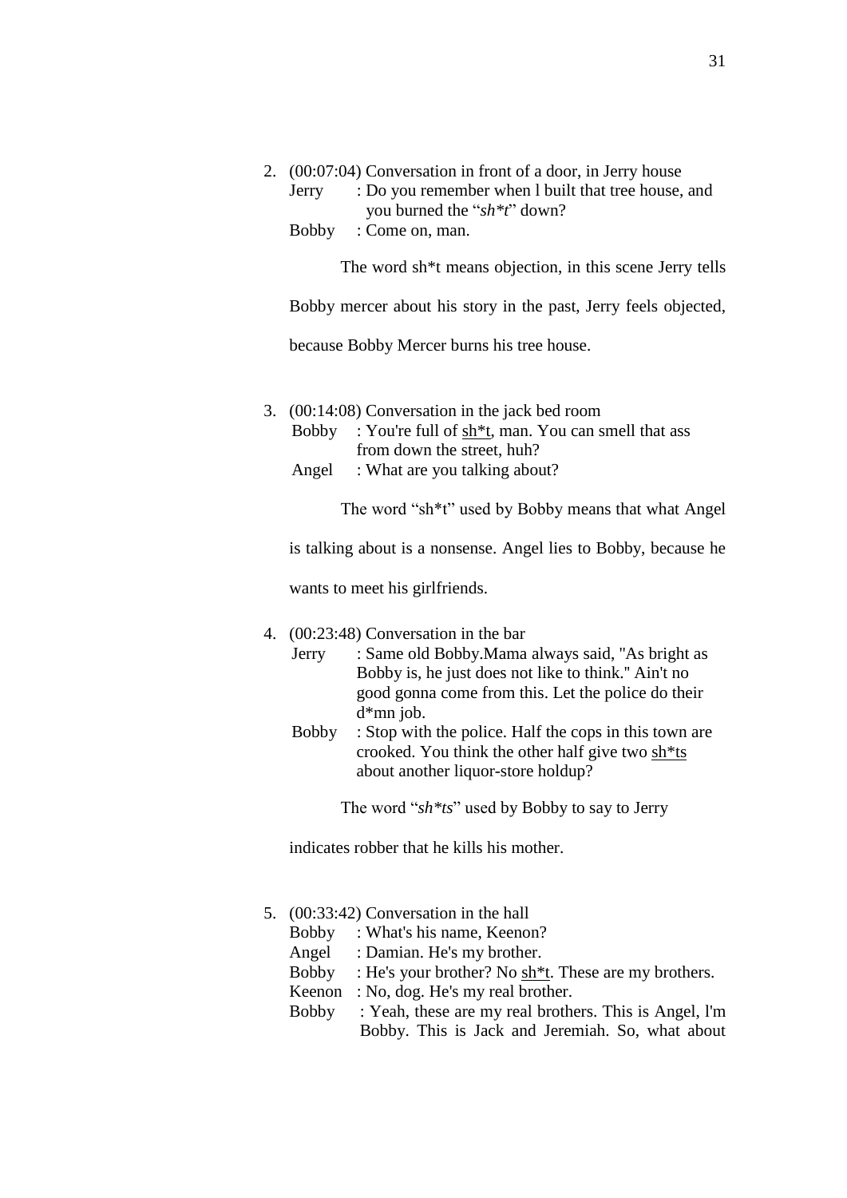2. (00:07:04) Conversation in front of a door, in Jerry house
   Jerry : Do you remember when l built that tree house, and you burned the "*sh*t*" down?
   Bobby : Come on, man.

   The word sh*t means objection, in this scene Jerry tells Bobby mercer about his story in the past, Jerry feels objected, because Bobby Mercer burns his tree house.

3. (00:14:08) Conversation in the jack bed room
   Bobby : You're full of <u>sh*t</u>, man. You can smell that ass from down the street, huh?
   Angel : What are you talking about?

   The word "sh*t" used by Bobby means that what Angel is talking about is a nonsense. Angel lies to Bobby, because he wants to meet his girlfriends.

4. (00:23:48) Conversation in the bar
   Jerry : Same old Bobby.Mama always said, "As bright as Bobby is, he just does not like to think." Ain't no good gonna come from this. Let the police do their d*mn job.
   Bobby : Stop with the police. Half the cops in this town are crooked. You think the other half give two <u>sh*ts</u> about another liquor-store holdup?

   The word "*sh*ts*" used by Bobby to say to Jerry indicates robber that he kills his mother.

5. (00:33:42) Conversation in the hall
   Bobby : What's his name, Keenon?
   Angel : Damian. He's my brother.
   Bobby : He's your brother? No <u>sh*t</u>. These are my brothers.
   Keenon : No, dog. He's my real brother.
   Bobby : Yeah, these are my real brothers. This is Angel, l'm Bobby. This is Jack and Jeremiah. So, what about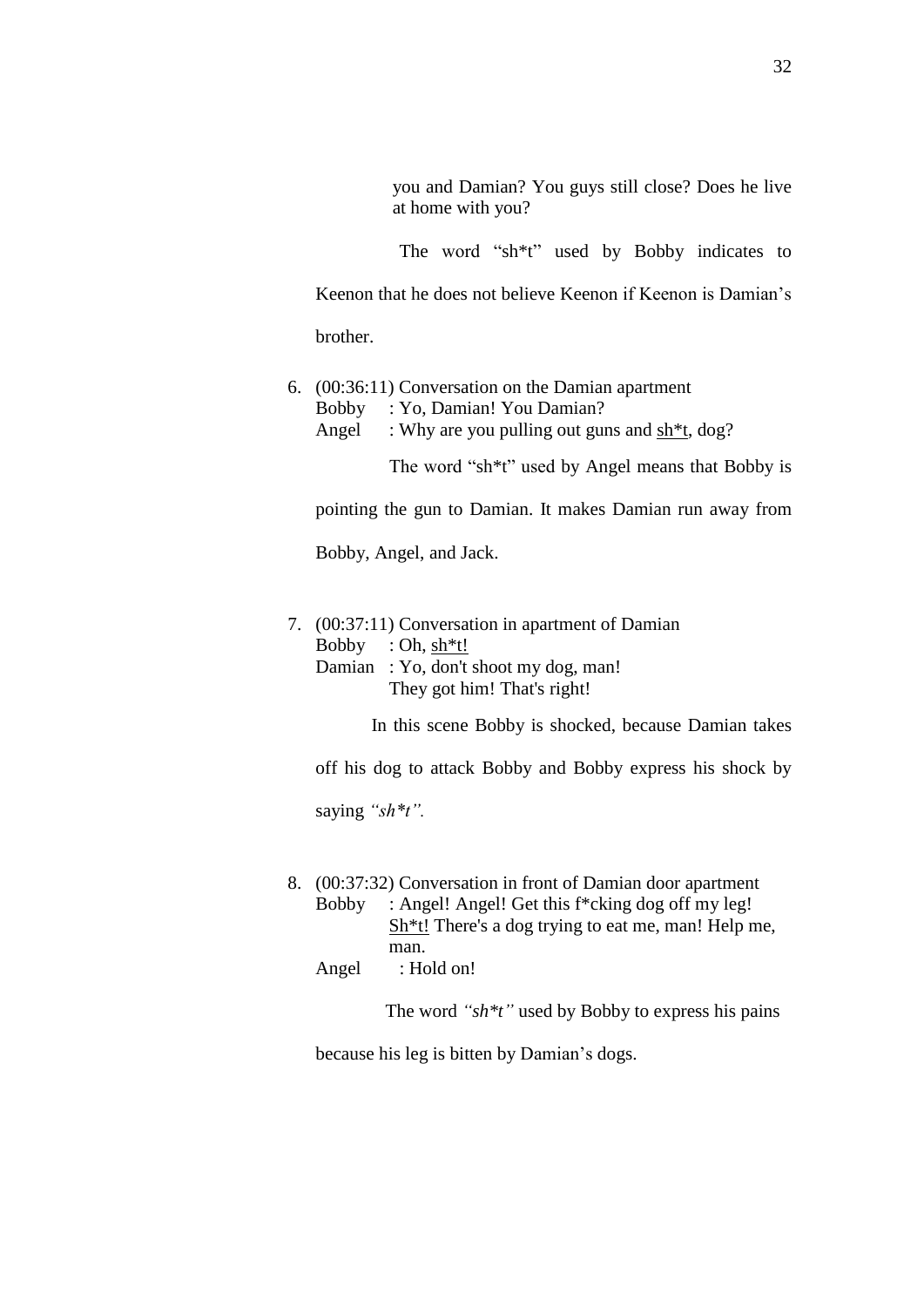you and Damian? You guys still close? Does he live at home with you?

The word "sh*t" used by Bobby indicates to Keenon that he does not believe Keenon if Keenon is Damian's brother.

6. (00:36:11) Conversation on the Damian apartment
   Bobby : Yo, Damian! You Damian?
   Angel : Why are you pulling out guns and <u>sh*t</u>, dog?

   The word "sh*t" used by Angel means that Bobby is pointing the gun to Damian. It makes Damian run away from Bobby, Angel, and Jack.

7. (00:37:11) Conversation in apartment of Damian
   Bobby : Oh, <u>sh*t!</u>
   Damian : Yo, don't shoot my dog, man!
   They got him! That's right!

   In this scene Bobby is shocked, because Damian takes off his dog to attack Bobby and Bobby express his shock by saying *"sh*t".*

8. (00:37:32) Conversation in front of Damian door apartment
   Bobby : Angel! Angel! Get this f*cking dog off my leg! <u>Sh*t!</u> There's a dog trying to eat me, man! Help me, man.
   Angel : Hold on!

   The word *"sh*t"* used by Bobby to express his pains because his leg is bitten by Damian's dogs.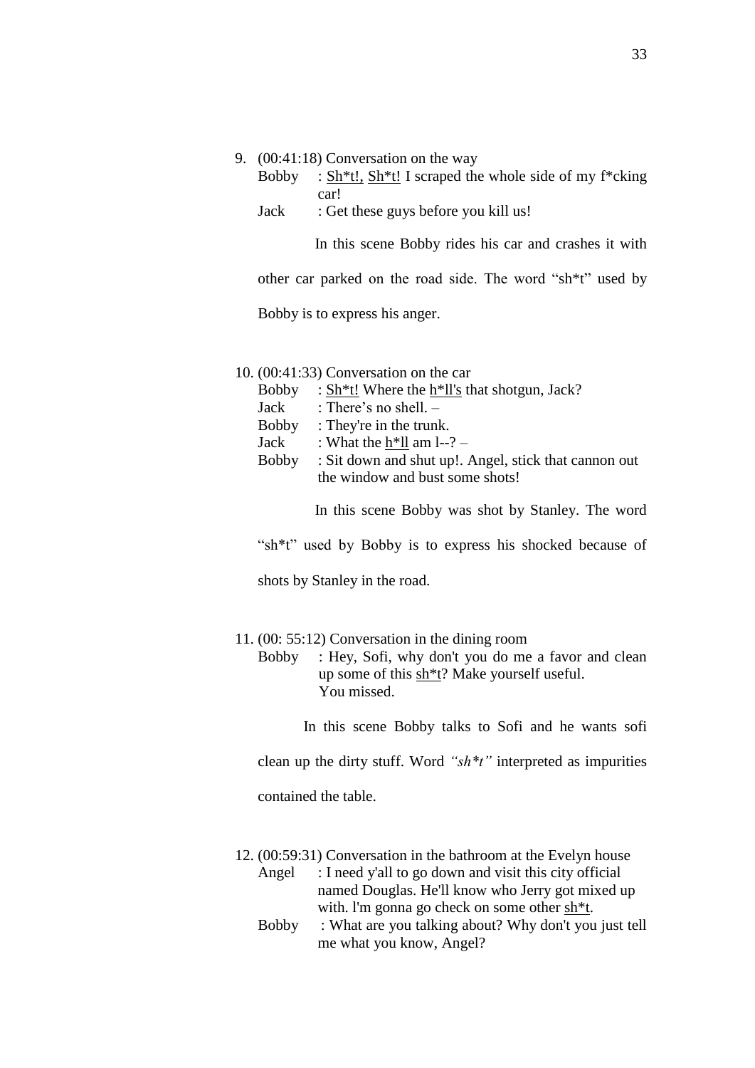9. (00:41:18) Conversation on the way

   Bobby : Sh*t!, Sh*t! I scraped the whole side of my f*cking car!

   Jack : Get these guys before you kill us!

   In this scene Bobby rides his car and crashes it with other car parked on the road side. The word "sh*t" used by Bobby is to express his anger.

10. (00:41:33) Conversation on the car

    Bobby : Sh*t! Where the h*ll's that shotgun, Jack?

    Jack : There's no shell. –

    Bobby : They're in the trunk.

    Jack : What the h*ll am l--? –

    Bobby : Sit down and shut up!. Angel, stick that cannon out the window and bust some shots!

    In this scene Bobby was shot by Stanley. The word "sh*t" used by Bobby is to express his shocked because of shots by Stanley in the road.

11. (00: 55:12) Conversation in the dining room

    Bobby : Hey, Sofi, why don't you do me a favor and clean up some of this sh*t? Make yourself useful. You missed.

    In this scene Bobby talks to Sofi and he wants sofi clean up the dirty stuff. Word *"sh*t"* interpreted as impurities contained the table.

12. (00:59:31) Conversation in the bathroom at the Evelyn house

    Angel : I need y'all to go down and visit this city official named Douglas. He'll know who Jerry got mixed up with. l'm gonna go check on some other sh*t.

    Bobby : What are you talking about? Why don't you just tell me what you know, Angel?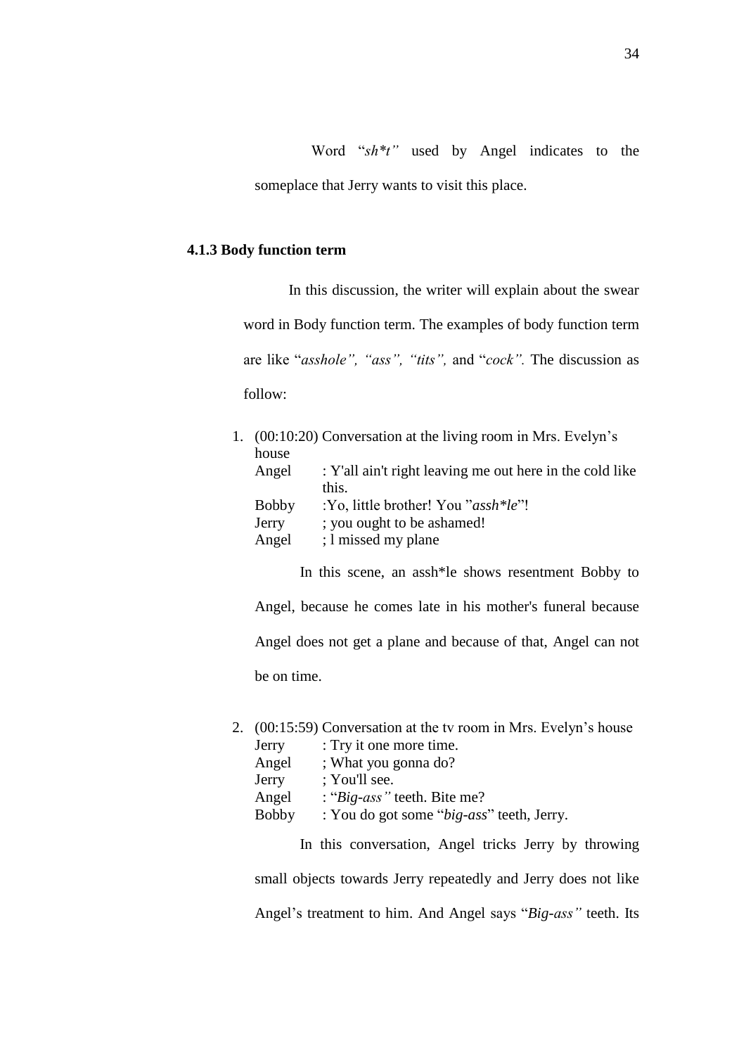Word "*sh*t"* used by Angel indicates to the someplace that Jerry wants to visit this place.

### 4.1.3 Body function term

In this discussion, the writer will explain about the swear word in Body function term. The examples of body function term are like "*asshole", "ass", "tits",* and "*cock".* The discussion as follow:

1. (00:10:20) Conversation at the living room in Mrs. Evelyn's house

   Angel : Y'all ain't right leaving me out here in the cold like this.
   Bobby :Yo, little brother! You "*assh*le*"!
   Jerry ; you ought to be ashamed!
   Angel ; l missed my plane

   In this scene, an assh*le shows resentment Bobby to Angel, because he comes late in his mother's funeral because Angel does not get a plane and because of that, Angel can not be on time.

2. (00:15:59) Conversation at the tv room in Mrs. Evelyn's house

   Jerry : Try it one more time.
   Angel ; What you gonna do?
   Jerry ; You'll see.
   Angel : "*Big-ass"* teeth. Bite me?
   Bobby : You do got some "*big-ass*" teeth, Jerry.

   In this conversation, Angel tricks Jerry by throwing small objects towards Jerry repeatedly and Jerry does not like Angel's treatment to him. And Angel says "*Big-ass"* teeth. Its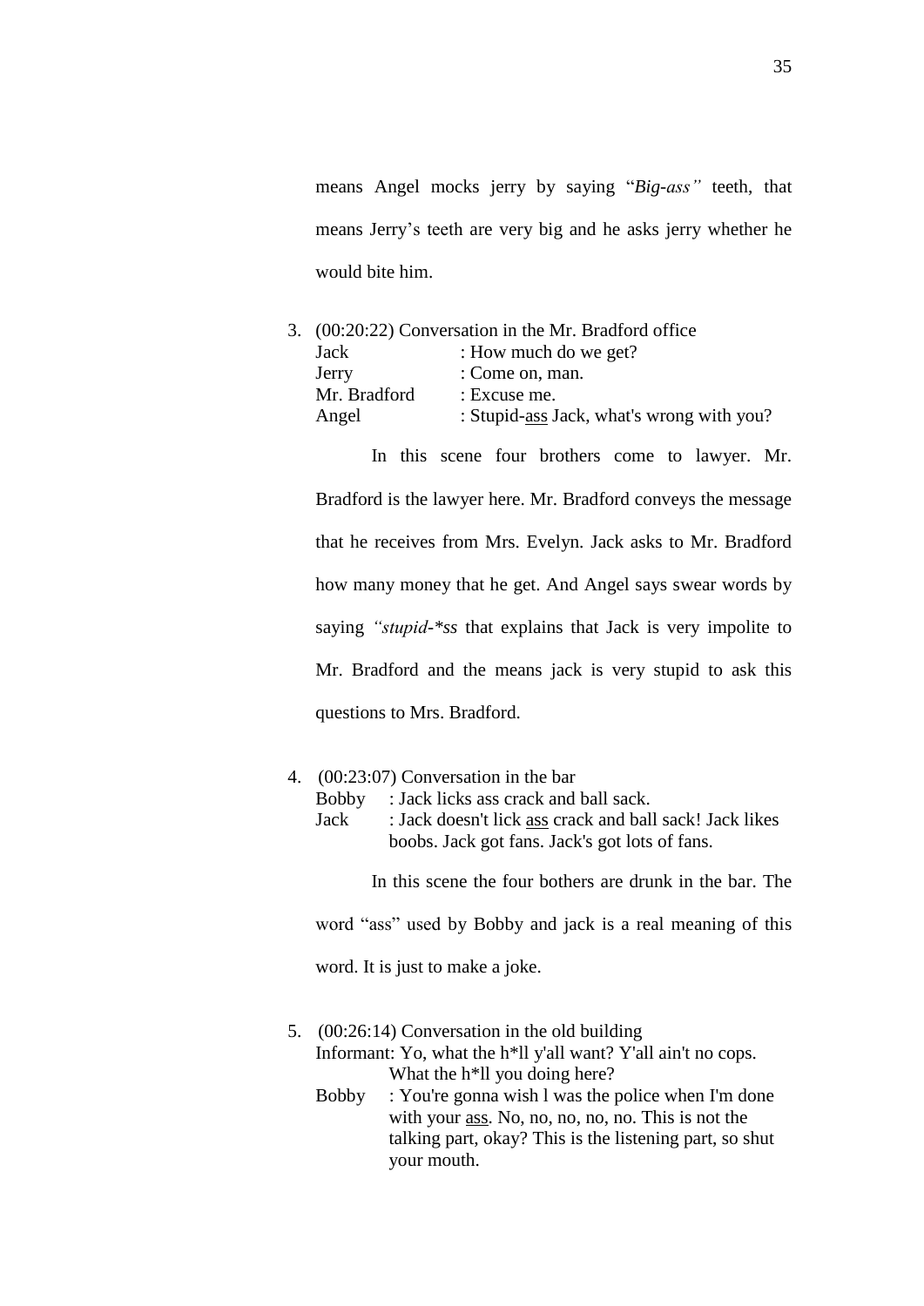means Angel mocks jerry by saying "*Big-ass"* teeth, that means Jerry's teeth are very big and he asks jerry whether he would bite him.

3. (00:20:22) Conversation in the Mr. Bradford office

   | | |
   |---|---|
   | Jack | : How much do we get? |
   | Jerry | : Come on, man. |
   | Mr. Bradford | : Excuse me. |
   | Angel | : Stupid-<u>ass</u> Jack, what's wrong with you? |

   In this scene four brothers come to lawyer. Mr. Bradford is the lawyer here. Mr. Bradford conveys the message that he receives from Mrs. Evelyn. Jack asks to Mr. Bradford how many money that he get. And Angel says swear words by saying *"stupid-*ss* that explains that Jack is very impolite to Mr. Bradford and the means jack is very stupid to ask this questions to Mrs. Bradford.

4. (00:23:07) Conversation in the bar

   Bobby : Jack licks ass crack and ball sack.
   Jack : Jack doesn't lick <u>ass</u> crack and ball sack! Jack likes boobs. Jack got fans. Jack's got lots of fans.

   In this scene the four bothers are drunk in the bar. The word "ass" used by Bobby and jack is a real meaning of this word. It is just to make a joke.

5. (00:26:14) Conversation in the old building

   Informant: Yo, what the h*ll y'all want? Y'all ain't no cops. What the h*ll you doing here?
   Bobby : You're gonna wish l was the police when I'm done with your <u>ass</u>. No, no, no, no, no. This is not the talking part, okay? This is the listening part, so shut your mouth.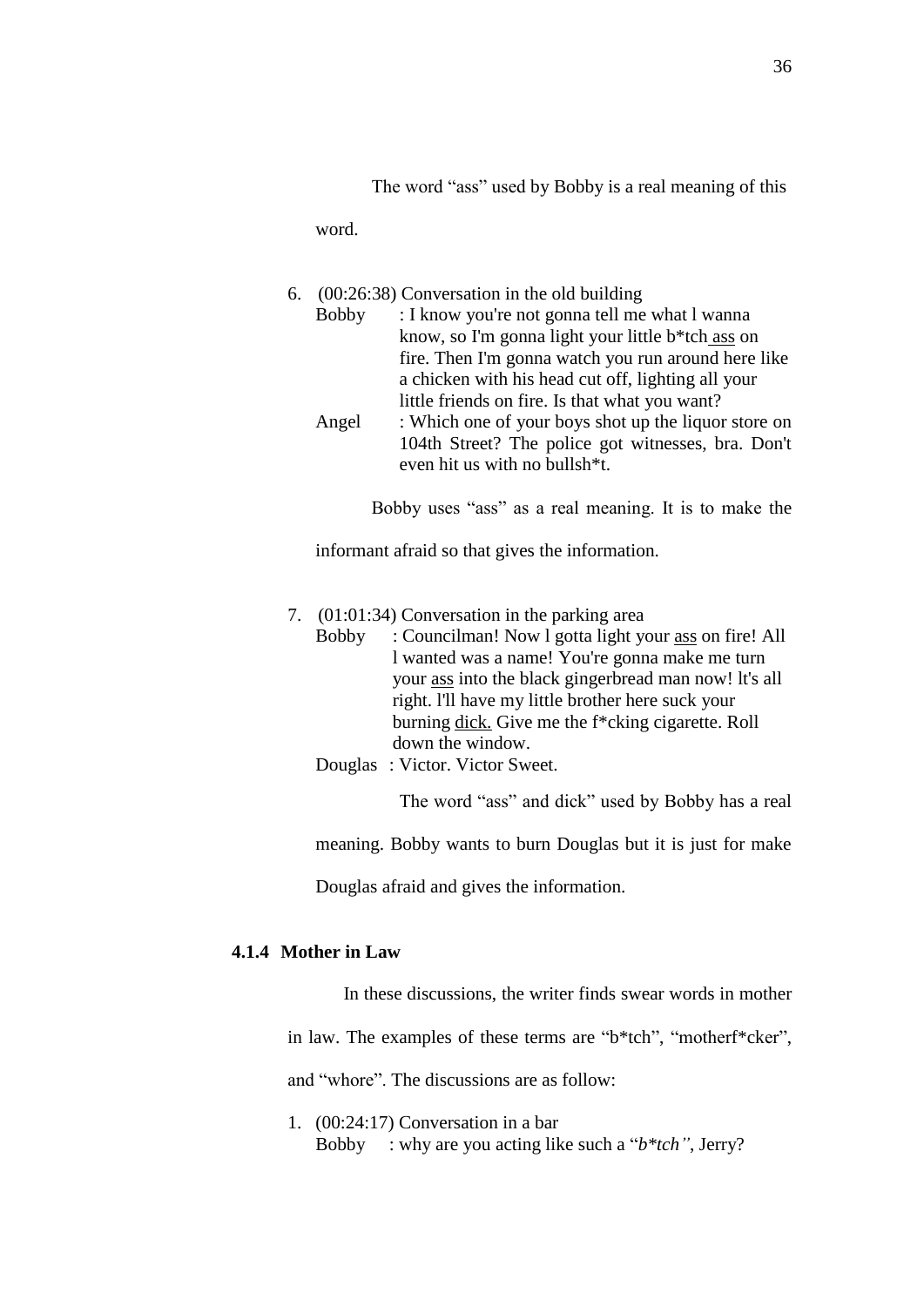The word "ass" used by Bobby is a real meaning of this word.

6. (00:26:38) Conversation in the old building

   Bobby : I know you're not gonna tell me what l wanna know, so I'm gonna light your little b*tch ass on fire. Then I'm gonna watch you run around here like a chicken with his head cut off, lighting all your little friends on fire. Is that what you want?

   Angel : Which one of your boys shot up the liquor store on 104th Street? The police got witnesses, bra. Don't even hit us with no bullsh*t.

   Bobby uses "ass" as a real meaning. It is to make the informant afraid so that gives the information.

7. (01:01:34) Conversation in the parking area

   Bobby : Councilman! Now l gotta light your ass on fire! All l wanted was a name! You're gonna make me turn your ass into the black gingerbread man now! lt's all right. l'll have my little brother here suck your burning dick. Give me the f*cking cigarette. Roll down the window.

   Douglas : Victor. Victor Sweet.

   The word "ass" and dick" used by Bobby has a real meaning. Bobby wants to burn Douglas but it is just for make Douglas afraid and gives the information.

### 4.1.4 Mother in Law

In these discussions, the writer finds swear words in mother in law. The examples of these terms are "b*tch", "motherf*cker", and "whore". The discussions are as follow:

1. (00:24:17) Conversation in a bar

   Bobby : why are you acting like such a "*b*tch"*, Jerry?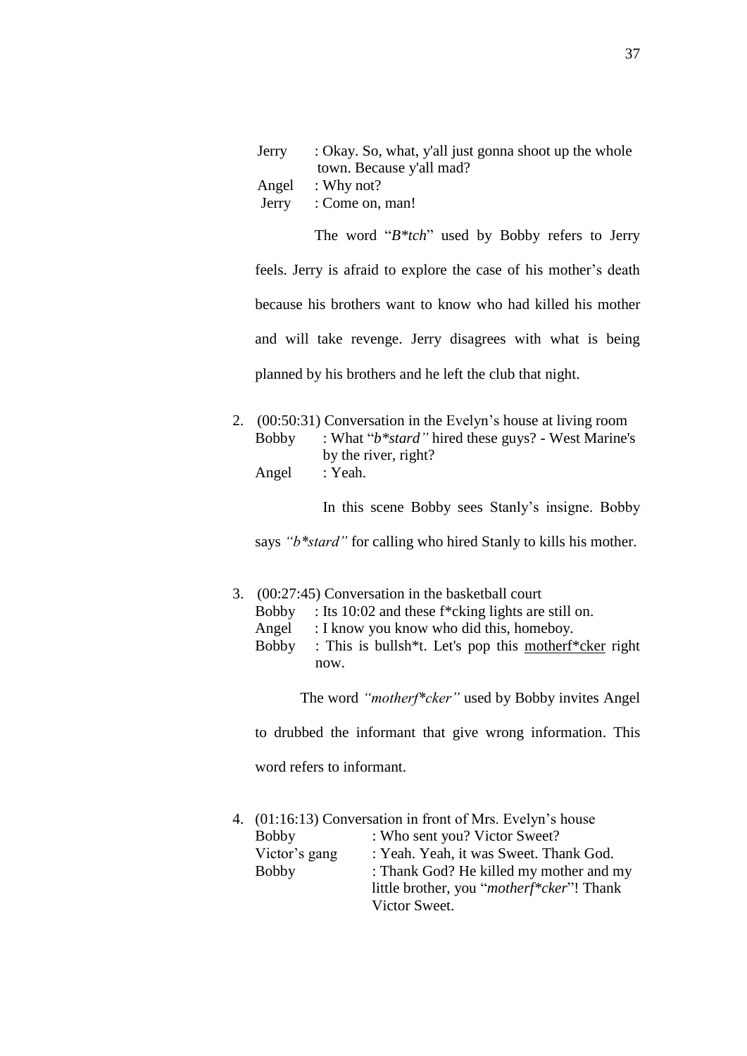Jerry : Okay. So, what, y'all just gonna shoot up the whole town. Because y'all mad?
Angel : Why not?
Jerry : Come on, man!

The word "*B*tch*" used by Bobby refers to Jerry feels. Jerry is afraid to explore the case of his mother's death because his brothers want to know who had killed his mother and will take revenge. Jerry disagrees with what is being planned by his brothers and he left the club that night.

2. (00:50:31) Conversation in the Evelyn's house at living room
   Bobby : What "*b*stard"* hired these guys? - West Marine's by the river, right?
   Angel : Yeah.

   In this scene Bobby sees Stanly's insigne. Bobby says *"b*stard"* for calling who hired Stanly to kills his mother.

3. (00:27:45) Conversation in the basketball court
   Bobby : Its 10:02 and these f*cking lights are still on.
   Angel : I know you know who did this, homeboy.
   Bobby : This is bullsh*t. Let's pop this <u>motherf*cker</u> right now.

   The word *"motherf*cker"* used by Bobby invites Angel to drubbed the informant that give wrong information. This word refers to informant.

4. (01:16:13) Conversation in front of Mrs. Evelyn's house
   Bobby : Who sent you? Victor Sweet?
   Victor's gang : Yeah. Yeah, it was Sweet. Thank God.
   Bobby : Thank God? He killed my mother and my little brother, you "*motherf*cker*"! Thank Victor Sweet.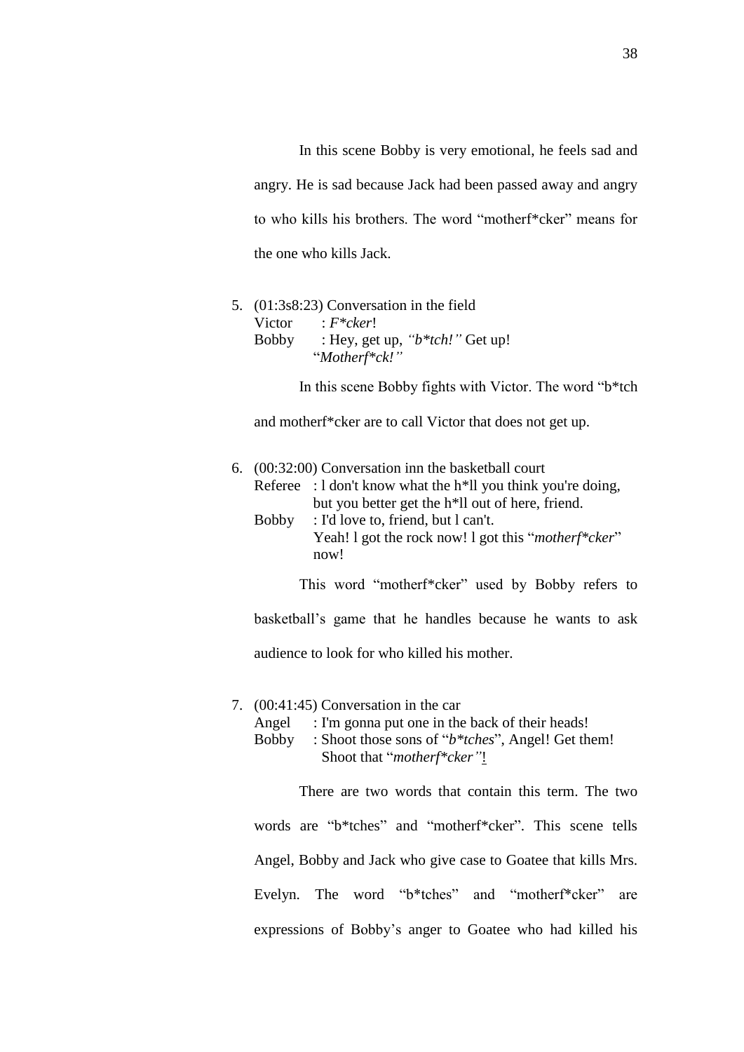In this scene Bobby is very emotional, he feels sad and angry. He is sad because Jack had been passed away and angry to who kills his brothers. The word "motherf*cker" means for the one who kills Jack.

5. (01:3s8:23) Conversation in the field
   Victor : *F*cker*!
   Bobby : Hey, get up, *"b*tch!"* Get up! "*Motherf*ck!"*

   In this scene Bobby fights with Victor. The word "b*tch and motherf*cker are to call Victor that does not get up.

6. (00:32:00) Conversation inn the basketball court
   Referee : l don't know what the h*ll you think you're doing, but you better get the h*ll out of here, friend.
   Bobby : I'd love to, friend, but l can't. Yeah! l got the rock now! l got this "*motherf*cker*" now!

   This word "motherf*cker" used by Bobby refers to basketball's game that he handles because he wants to ask audience to look for who killed his mother.

7. (00:41:45) Conversation in the car
   Angel : I'm gonna put one in the back of their heads!
   Bobby : Shoot those sons of "*b*tches*", Angel! Get them! Shoot that "*motherf*cker"*!

   There are two words that contain this term. The two words are "b*tches" and "motherf*cker". This scene tells Angel, Bobby and Jack who give case to Goatee that kills Mrs. Evelyn. The word "b*tches" and "motherf*cker" are expressions of Bobby's anger to Goatee who had killed his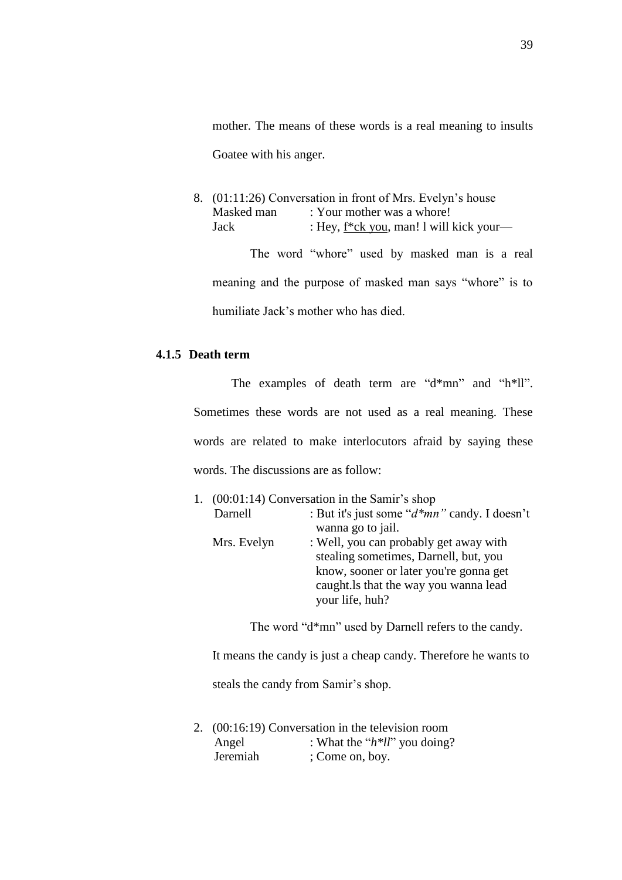mother. The means of these words is a real meaning to insults Goatee with his anger.

8. (01:11:26) Conversation in front of Mrs. Evelyn's house

   Masked man : Your mother was a whore!

   Jack : Hey, <u>f*ck you</u>, man! l will kick your—

   The word "whore" used by masked man is a real meaning and the purpose of masked man says "whore" is to humiliate Jack's mother who has died.

### 4.1.5 Death term

The examples of death term are "d*mn" and "h*ll". Sometimes these words are not used as a real meaning. These words are related to make interlocutors afraid by saying these words. The discussions are as follow:

1. (00:01:14) Conversation in the Samir's shop

   Darnell : But it's just some "*d*mn"* candy. I doesn't wanna go to jail.

   Mrs. Evelyn : Well, you can probably get away with stealing sometimes, Darnell, but, you know, sooner or later you're gonna get caught.ls that the way you wanna lead your life, huh?

   The word "d*mn" used by Darnell refers to the candy. It means the candy is just a cheap candy. Therefore he wants to steals the candy from Samir's shop.

2. (00:16:19) Conversation in the television room

   Angel : What the "*h*ll*" you doing?

   Jeremiah ; Come on, boy.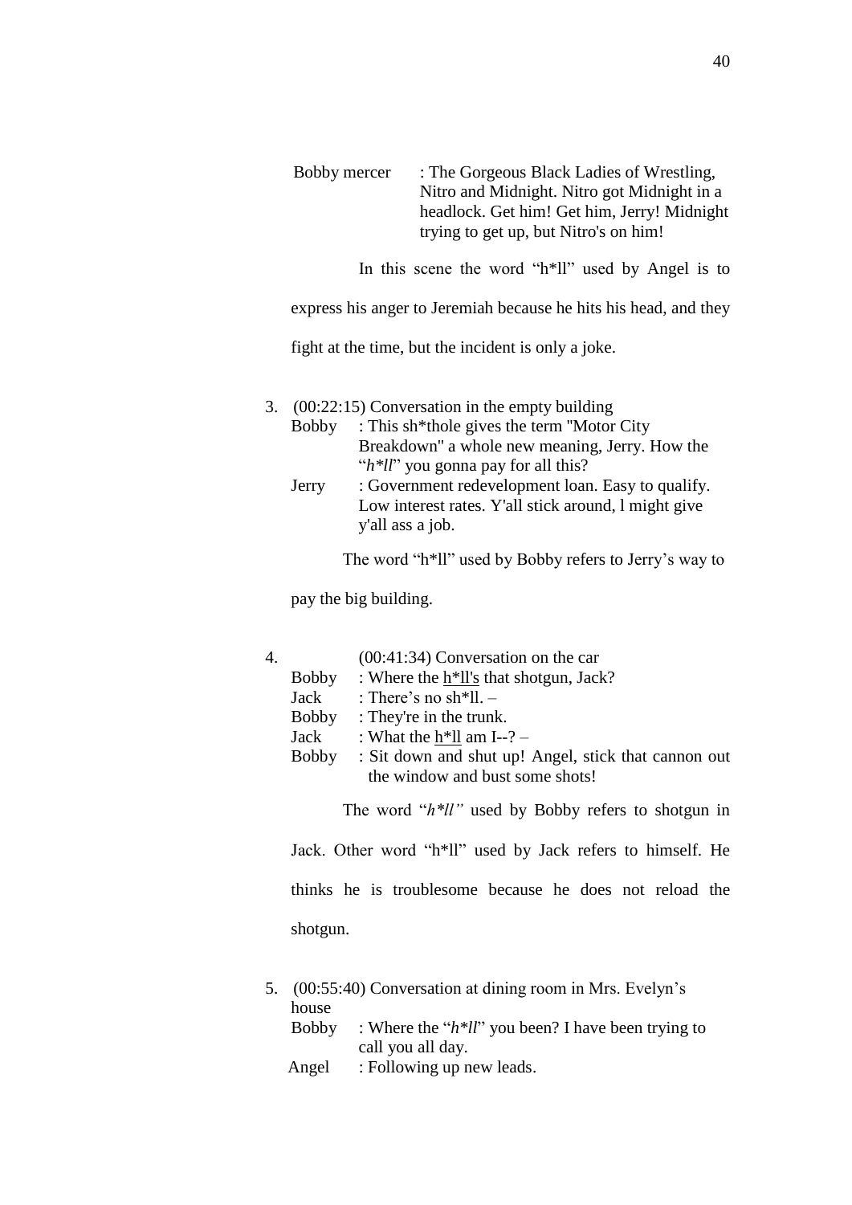Bobby mercer : The Gorgeous Black Ladies of Wrestling, Nitro and Midnight. Nitro got Midnight in a headlock. Get him! Get him, Jerry! Midnight trying to get up, but Nitro's on him!

In this scene the word "h*ll" used by Angel is to express his anger to Jeremiah because he hits his head, and they fight at the time, but the incident is only a joke.

3. (00:22:15) Conversation in the empty building

   Bobby : This sh*thole gives the term "Motor City Breakdown" a whole new meaning, Jerry. How the "*h*ll*" you gonna pay for all this?

   Jerry : Government redevelopment loan. Easy to qualify. Low interest rates. Y'all stick around, l might give y'all ass a job.

   The word "h*ll" used by Bobby refers to Jerry's way to pay the big building.

4. (00:41:34) Conversation on the car

   Bobby : Where the <u>h*ll's</u> that shotgun, Jack?

   Jack : There's no sh*ll. –

   Bobby : They're in the trunk.

   Jack : What the <u>h*ll</u> am I--? –

   Bobby : Sit down and shut up! Angel, stick that cannon out the window and bust some shots!

   The word "*h*ll"* used by Bobby refers to shotgun in Jack. Other word "h*ll" used by Jack refers to himself. He thinks he is troublesome because he does not reload the shotgun.

5. (00:55:40) Conversation at dining room in Mrs. Evelyn's house

   Bobby : Where the "*h*ll*" you been? I have been trying to call you all day.

   Angel : Following up new leads.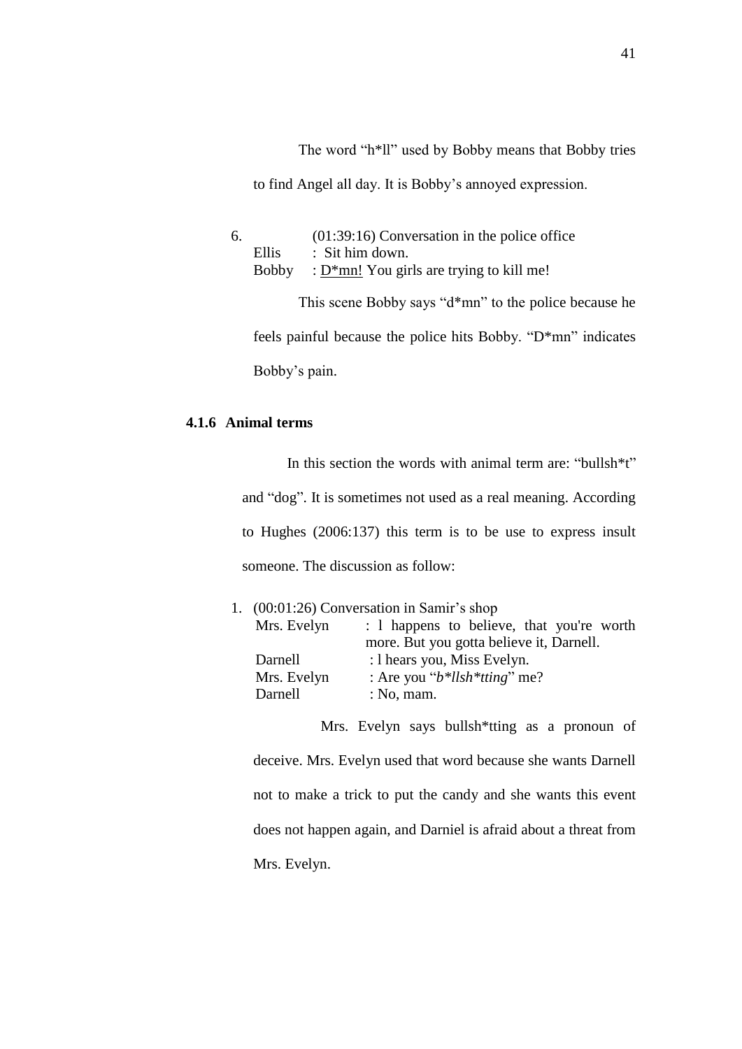The word "h*ll" used by Bobby means that Bobby tries to find Angel all day. It is Bobby's annoyed expression.

6. (01:39:16) Conversation in the police office

   Ellis : Sit him down.

   Bobby : <u>D*mn!</u> You girls are trying to kill me!

   This scene Bobby says "d*mn" to the police because he feels painful because the police hits Bobby. "D*mn" indicates Bobby's pain.

### 4.1.6 Animal terms

In this section the words with animal term are: "bullsh*t" and "dog". It is sometimes not used as a real meaning. According to Hughes (2006:137) this term is to be use to express insult someone. The discussion as follow:

1. (00:01:26) Conversation in Samir's shop

   Mrs. Evelyn : l happens to believe, that you're worth more. But you gotta believe it, Darnell.

   Darnell : l hears you, Miss Evelyn.

   Mrs. Evelyn : Are you "*b*llsh*tting*" me?

   Darnell : No, mam.

   Mrs. Evelyn says bullsh*tting as a pronoun of deceive. Mrs. Evelyn used that word because she wants Darnell not to make a trick to put the candy and she wants this event does not happen again, and Darniel is afraid about a threat from Mrs. Evelyn.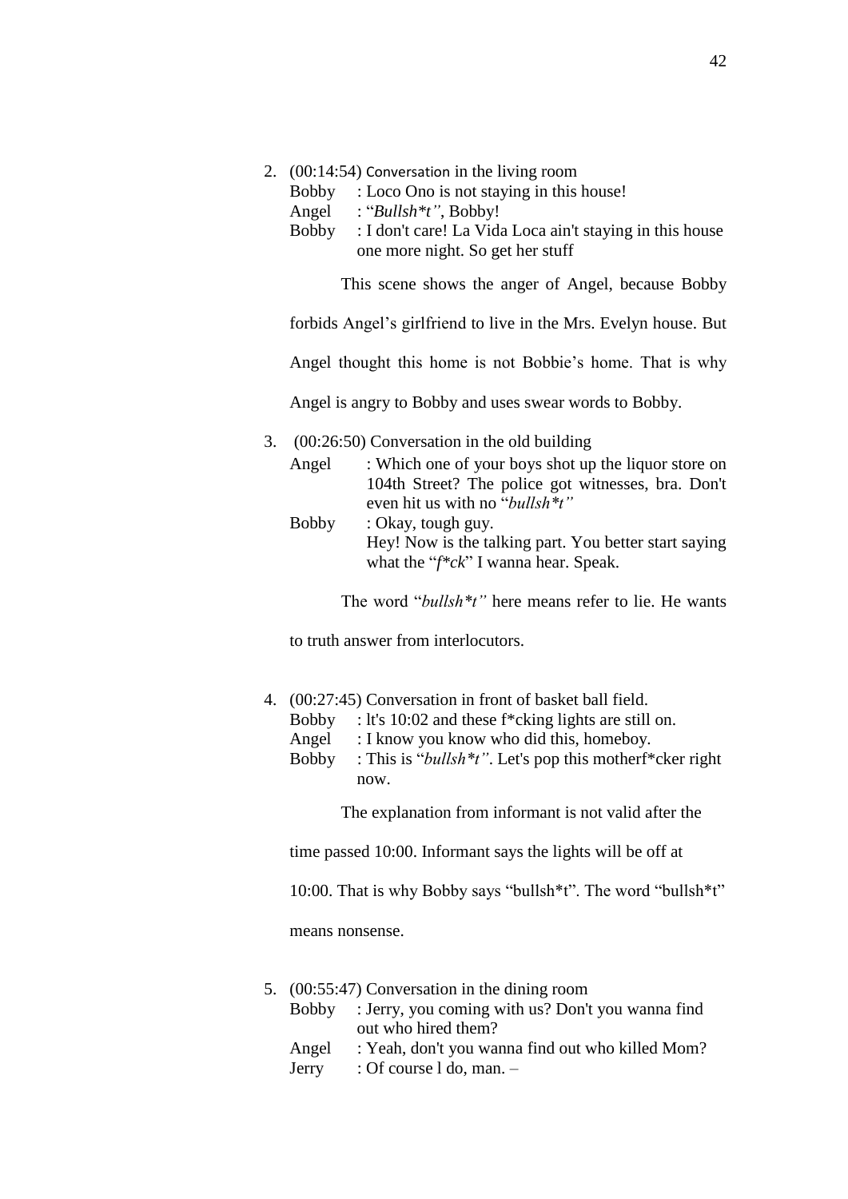2. (00:14:54) Conversation in the living room

   Bobby : Loco Ono is not staying in this house!

   Angel : "*Bullsh*t"*, Bobby!

   Bobby : I don't care! La Vida Loca ain't staying in this house one more night. So get her stuff

   This scene shows the anger of Angel, because Bobby forbids Angel's girlfriend to live in the Mrs. Evelyn house. But Angel thought this home is not Bobbie's home. That is why Angel is angry to Bobby and uses swear words to Bobby.

3. (00:26:50) Conversation in the old building

   Angel : Which one of your boys shot up the liquor store on 104th Street? The police got witnesses, bra. Don't even hit us with no "*bullsh*t"*

   Bobby : Okay, tough guy. Hey! Now is the talking part. You better start saying what the "*f*ck*" I wanna hear. Speak.

   The word "*bullsh*t"* here means refer to lie. He wants to truth answer from interlocutors.

4. (00:27:45) Conversation in front of basket ball field.

   Bobby : lt's 10:02 and these f*cking lights are still on.

   Angel : I know you know who did this, homeboy.

   Bobby : This is "*bullsh*t"*. Let's pop this motherf*cker right now.

   The explanation from informant is not valid after the time passed 10:00. Informant says the lights will be off at 10:00. That is why Bobby says "bullsh*t". The word "bullsh*t" means nonsense.

5. (00:55:47) Conversation in the dining room

   Bobby : Jerry, you coming with us? Don't you wanna find out who hired them?

   Angel : Yeah, don't you wanna find out who killed Mom?

   Jerry : Of course l do, man. –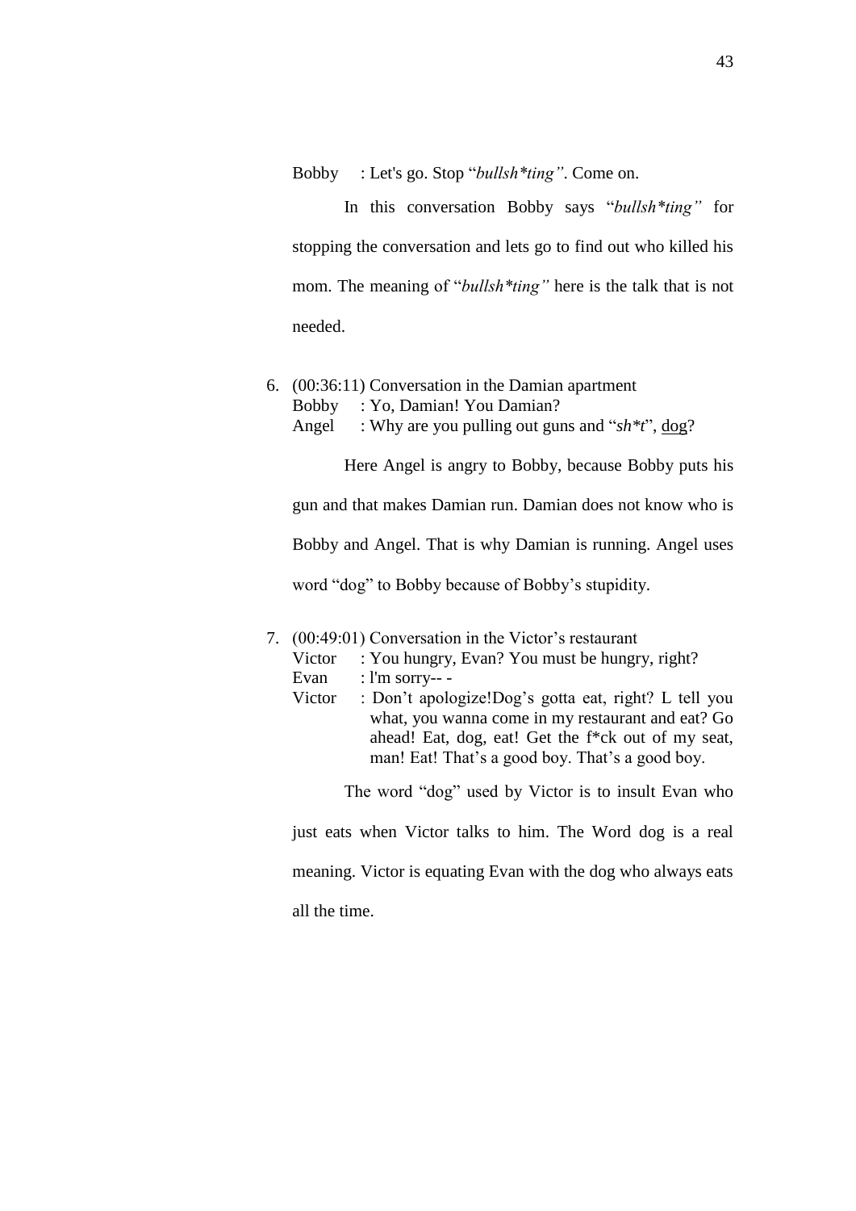Bobby : Let's go. Stop "*bullsh*ting"*. Come on.

In this conversation Bobby says "*bullsh*ting"* for stopping the conversation and lets go to find out who killed his mom. The meaning of "*bullsh*ting"* here is the talk that is not needed.

6. (00:36:11) Conversation in the Damian apartment
   Bobby : Yo, Damian! You Damian?
   Angel : Why are you pulling out guns and "*sh*t*", <u>dog</u>?

   Here Angel is angry to Bobby, because Bobby puts his gun and that makes Damian run. Damian does not know who is Bobby and Angel. That is why Damian is running. Angel uses word "dog" to Bobby because of Bobby's stupidity.

7. (00:49:01) Conversation in the Victor's restaurant
   Victor : You hungry, Evan? You must be hungry, right?
   Evan : l'm sorry-- -
   Victor : Don't apologize!Dog's gotta eat, right? L tell you what, you wanna come in my restaurant and eat? Go ahead! Eat, dog, eat! Get the f*ck out of my seat, man! Eat! That's a good boy. That's a good boy.

   The word "dog" used by Victor is to insult Evan who just eats when Victor talks to him. The Word dog is a real meaning. Victor is equating Evan with the dog who always eats all the time.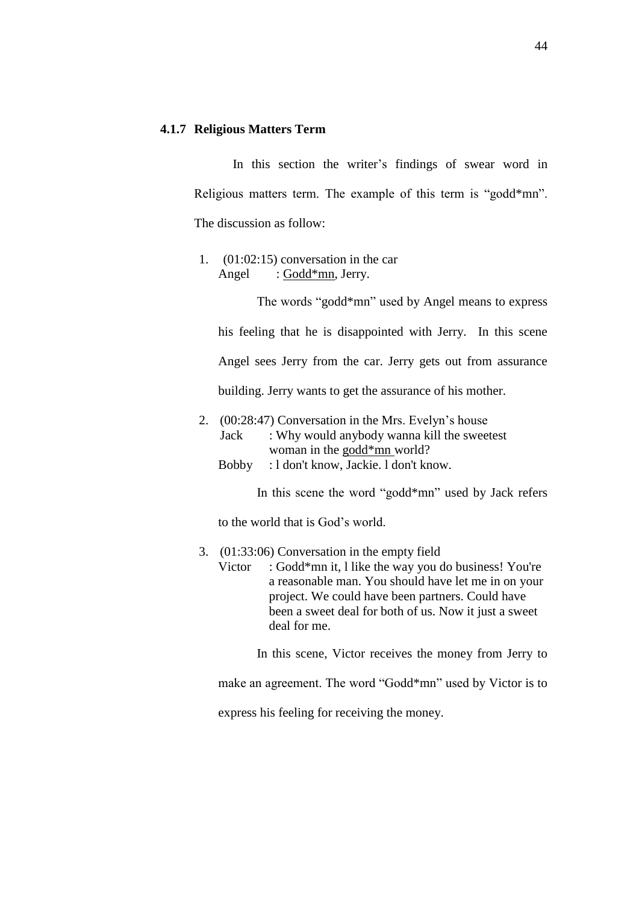### 4.1.7 Religious Matters Term

In this section the writer's findings of swear word in Religious matters term. The example of this term is "godd*mn". The discussion as follow:

1. (01:02:15) conversation in the car
   Angel : <u>Godd*mn</u>, Jerry.

   The words "godd*mn" used by Angel means to express his feeling that he is disappointed with Jerry. In this scene Angel sees Jerry from the car. Jerry gets out from assurance building. Jerry wants to get the assurance of his mother.

2. (00:28:47) Conversation in the Mrs. Evelyn's house
   Jack : Why would anybody wanna kill the sweetest woman in the <u>godd*mn</u> world?
   Bobby : l don't know, Jackie. l don't know.

   In this scene the word "godd*mn" used by Jack refers to the world that is God's world.

3. (01:33:06) Conversation in the empty field
   Victor : Godd*mn it, l like the way you do business! You're a reasonable man. You should have let me in on your project. We could have been partners. Could have been a sweet deal for both of us. Now it just a sweet deal for me.

   In this scene, Victor receives the money from Jerry to make an agreement. The word "Godd*mn" used by Victor is to express his feeling for receiving the money.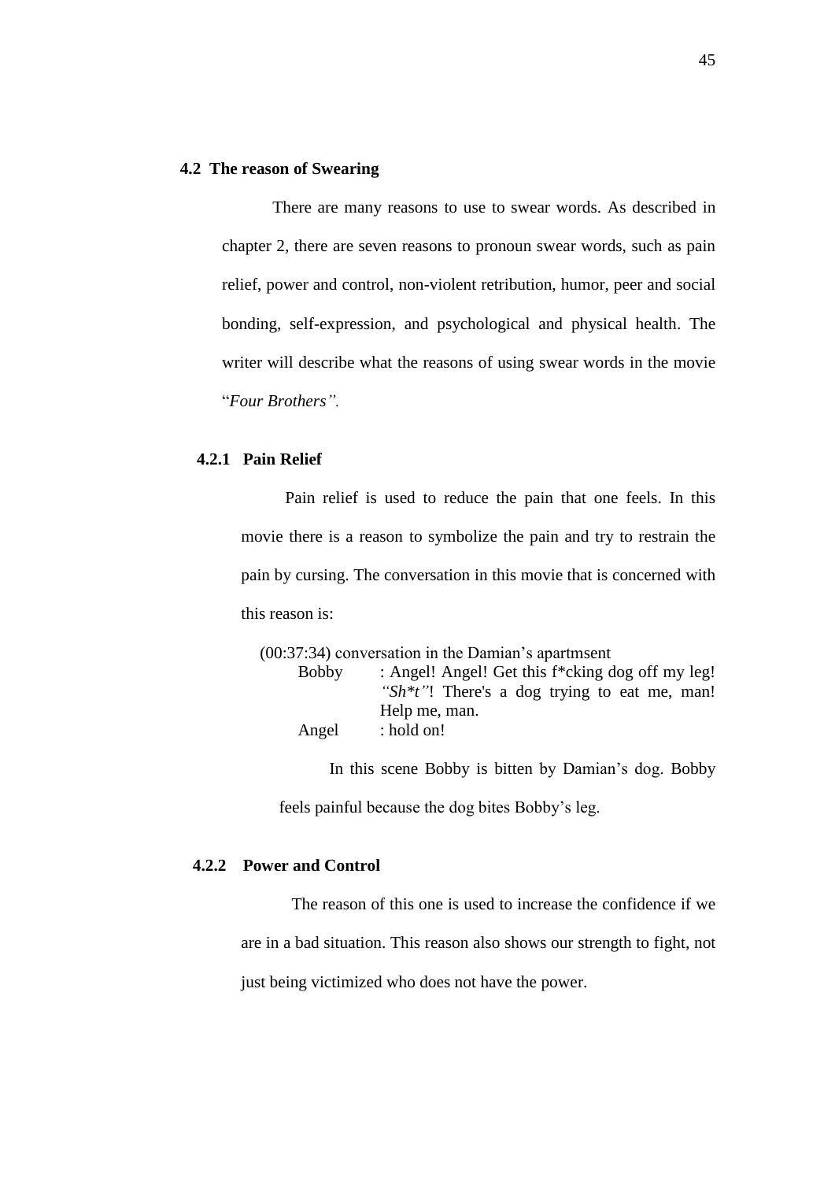## 4.2 The reason of Swearing

There are many reasons to use to swear words. As described in chapter 2, there are seven reasons to pronoun swear words, such as pain relief, power and control, non-violent retribution, humor, peer and social bonding, self-expression, and psychological and physical health. The writer will describe what the reasons of using swear words in the movie "*Four Brothers".*

### 4.2.1 Pain Relief

Pain relief is used to reduce the pain that one feels. In this movie there is a reason to symbolize the pain and try to restrain the pain by cursing. The conversation in this movie that is concerned with this reason is:

(00:37:34) conversation in the Damian's apartmsent

Bobby : Angel! Angel! Get this f*cking dog off my leg! *"Sh*t"*! There's a dog trying to eat me, man! Help me, man.

Angel : hold on!

In this scene Bobby is bitten by Damian's dog. Bobby feels painful because the dog bites Bobby's leg.

### 4.2.2 Power and Control

The reason of this one is used to increase the confidence if we are in a bad situation. This reason also shows our strength to fight, not just being victimized who does not have the power.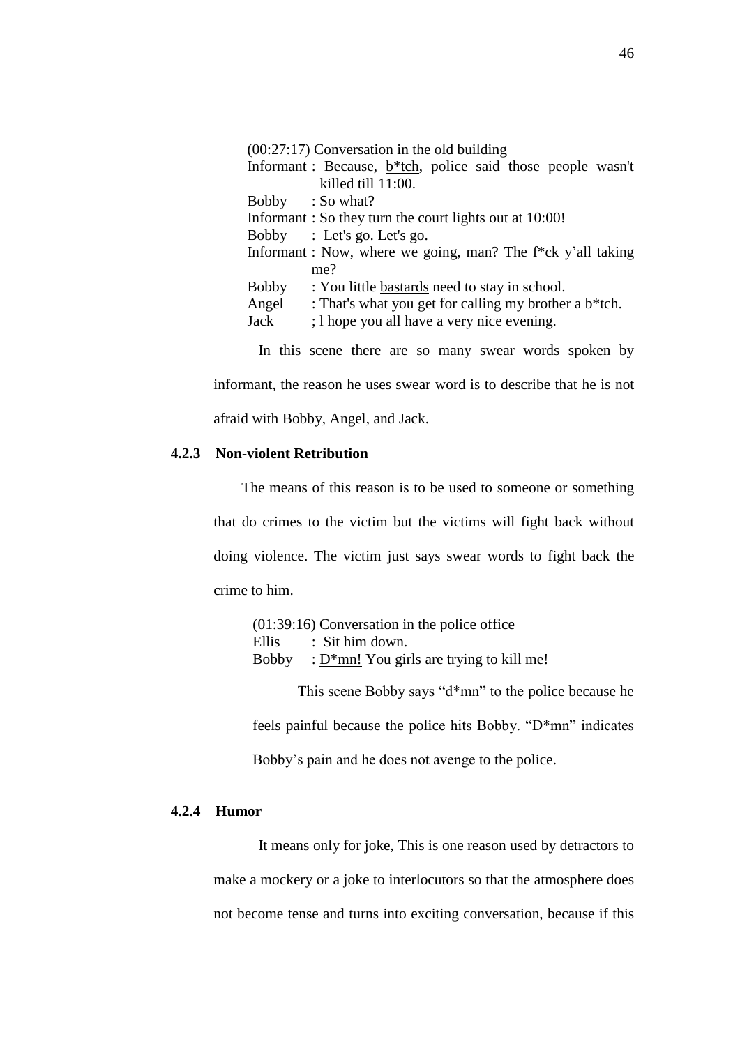(00:27:17) Conversation in the old building

Informant : Because, b*tch, police said those people wasn't killed till 11:00.

Bobby : So what?

Informant : So they turn the court lights out at 10:00!

Bobby : Let's go. Let's go.

Informant : Now, where we going, man? The f*ck y'all taking me?

Bobby : You little bastards need to stay in school.

Angel : That's what you get for calling my brother a b*tch.

Jack ; l hope you all have a very nice evening.

In this scene there are so many swear words spoken by informant, the reason he uses swear word is to describe that he is not afraid with Bobby, Angel, and Jack.

### 4.2.3 Non-violent Retribution

The means of this reason is to be used to someone or something that do crimes to the victim but the victims will fight back without doing violence. The victim just says swear words to fight back the crime to him.

(01:39:16) Conversation in the police office

Ellis : Sit him down.

Bobby : D*mn! You girls are trying to kill me!

This scene Bobby says "d*mn" to the police because he feels painful because the police hits Bobby. "D*mn" indicates Bobby's pain and he does not avenge to the police.

### 4.2.4 Humor

It means only for joke, This is one reason used by detractors to make a mockery or a joke to interlocutors so that the atmosphere does not become tense and turns into exciting conversation, because if this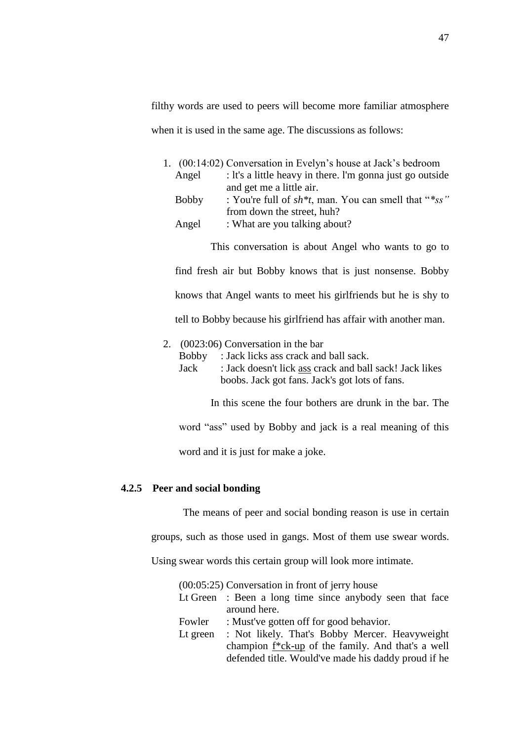filthy words are used to peers will become more familiar atmosphere when it is used in the same age. The discussions as follows:

1. (00:14:02) Conversation in Evelyn's house at Jack's bedroom
   Angel : lt's a little heavy in there. l'm gonna just go outside and get me a little air.
   Bobby : You're full of *sh*t*, man. You can smell that "**ss"* from down the street, huh?
   Angel : What are you talking about?

   This conversation is about Angel who wants to go to find fresh air but Bobby knows that is just nonsense. Bobby knows that Angel wants to meet his girlfriends but he is shy to tell to Bobby because his girlfriend has affair with another man.

2. (0023:06) Conversation in the bar
   Bobby : Jack licks ass crack and ball sack.
   Jack : Jack doesn't lick <u>ass</u> crack and ball sack! Jack likes boobs. Jack got fans. Jack's got lots of fans.

   In this scene the four bothers are drunk in the bar. The word "ass" used by Bobby and jack is a real meaning of this word and it is just for make a joke.

### 4.2.5 Peer and social bonding

The means of peer and social bonding reason is use in certain groups, such as those used in gangs. Most of them use swear words. Using swear words this certain group will look more intimate.

(00:05:25) Conversation in front of jerry house
Lt Green : Been a long time since anybody seen that face around here.
Fowler : Must've gotten off for good behavior.
Lt green : Not likely. That's Bobby Mercer. Heavyweight champion <u>f*ck-up</u> of the family. And that's a well defended title. Would've made his daddy proud if he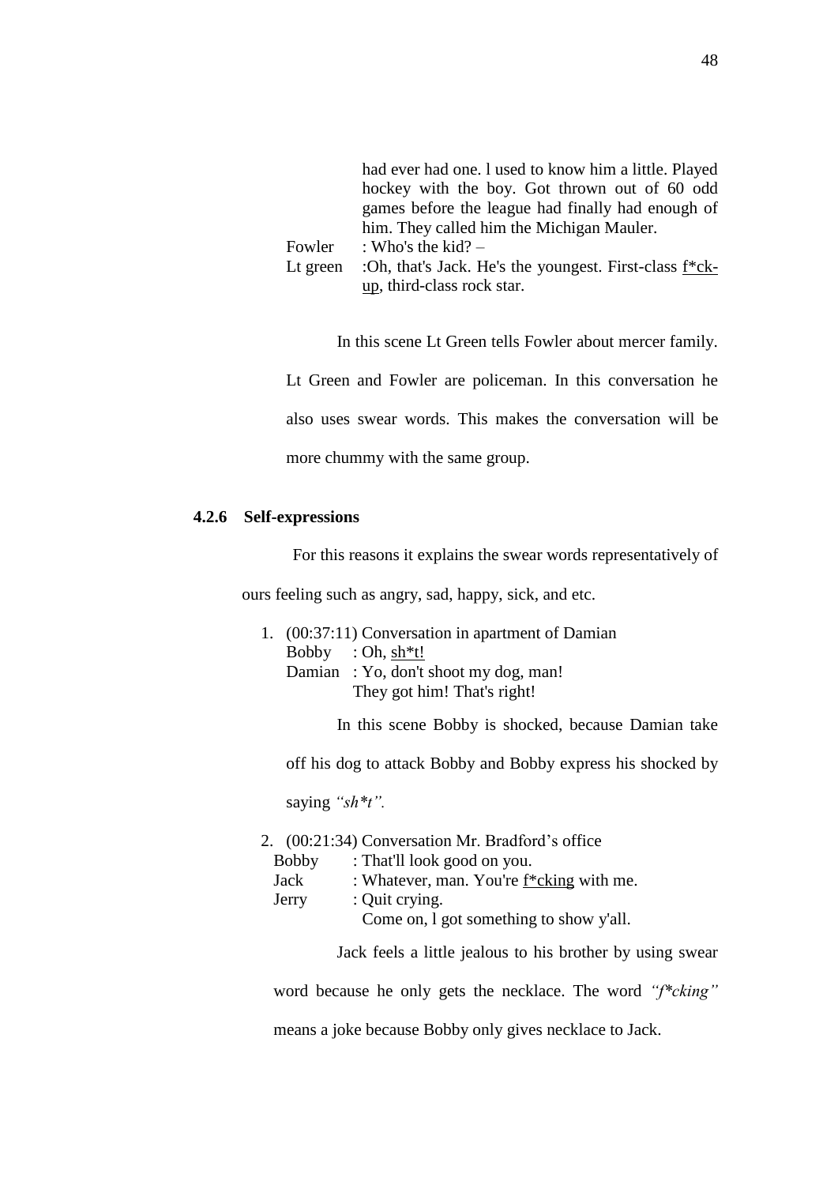had ever had one. l used to know him a little. Played hockey with the boy. Got thrown out of 60 odd games before the league had finally had enough of him. They called him the Michigan Mauler.

Fowler : Who's the kid? –

Lt green :Oh, that's Jack. He's the youngest. First-class f*ck-up, third-class rock star.

In this scene Lt Green tells Fowler about mercer family. Lt Green and Fowler are policeman. In this conversation he also uses swear words. This makes the conversation will be more chummy with the same group.

### 4.2.6 Self-expressions

For this reasons it explains the swear words representatively of ours feeling such as angry, sad, happy, sick, and etc.

1. (00:37:11) Conversation in apartment of Damian

   Bobby : Oh, sh*t!

   Damian : Yo, don't shoot my dog, man! They got him! That's right!

   In this scene Bobby is shocked, because Damian take off his dog to attack Bobby and Bobby express his shocked by saying *"sh*t".*

2. (00:21:34) Conversation Mr. Bradford's office

   Bobby : That'll look good on you.

   Jack : Whatever, man. You're f*cking with me.

   Jerry : Quit crying. Come on, l got something to show y'all.

   Jack feels a little jealous to his brother by using swear word because he only gets the necklace. The word *"f*cking"* means a joke because Bobby only gives necklace to Jack.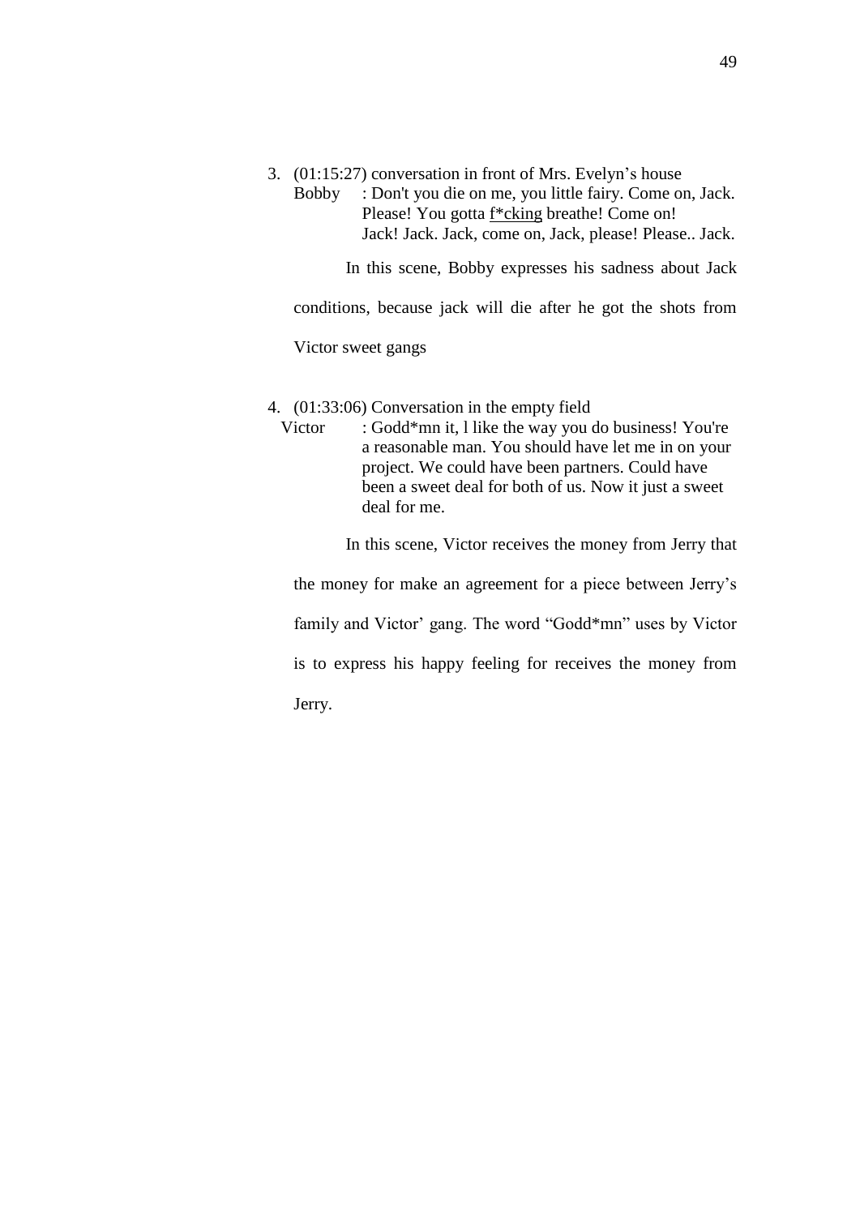3. (01:15:27) conversation in front of Mrs. Evelyn's house

   Bobby : Don't you die on me, you little fairy. Come on, Jack. Please! You gotta <u>f*cking</u> breathe! Come on! Jack! Jack. Jack, come on, Jack, please! Please.. Jack.

   In this scene, Bobby expresses his sadness about Jack conditions, because jack will die after he got the shots from Victor sweet gangs

4. (01:33:06) Conversation in the empty field

   Victor : Godd*mn it, l like the way you do business! You're a reasonable man. You should have let me in on your project. We could have been partners. Could have been a sweet deal for both of us. Now it just a sweet deal for me.

   In this scene, Victor receives the money from Jerry that the money for make an agreement for a piece between Jerry's family and Victor' gang. The word "Godd*mn" uses by Victor is to express his happy feeling for receives the money from Jerry.